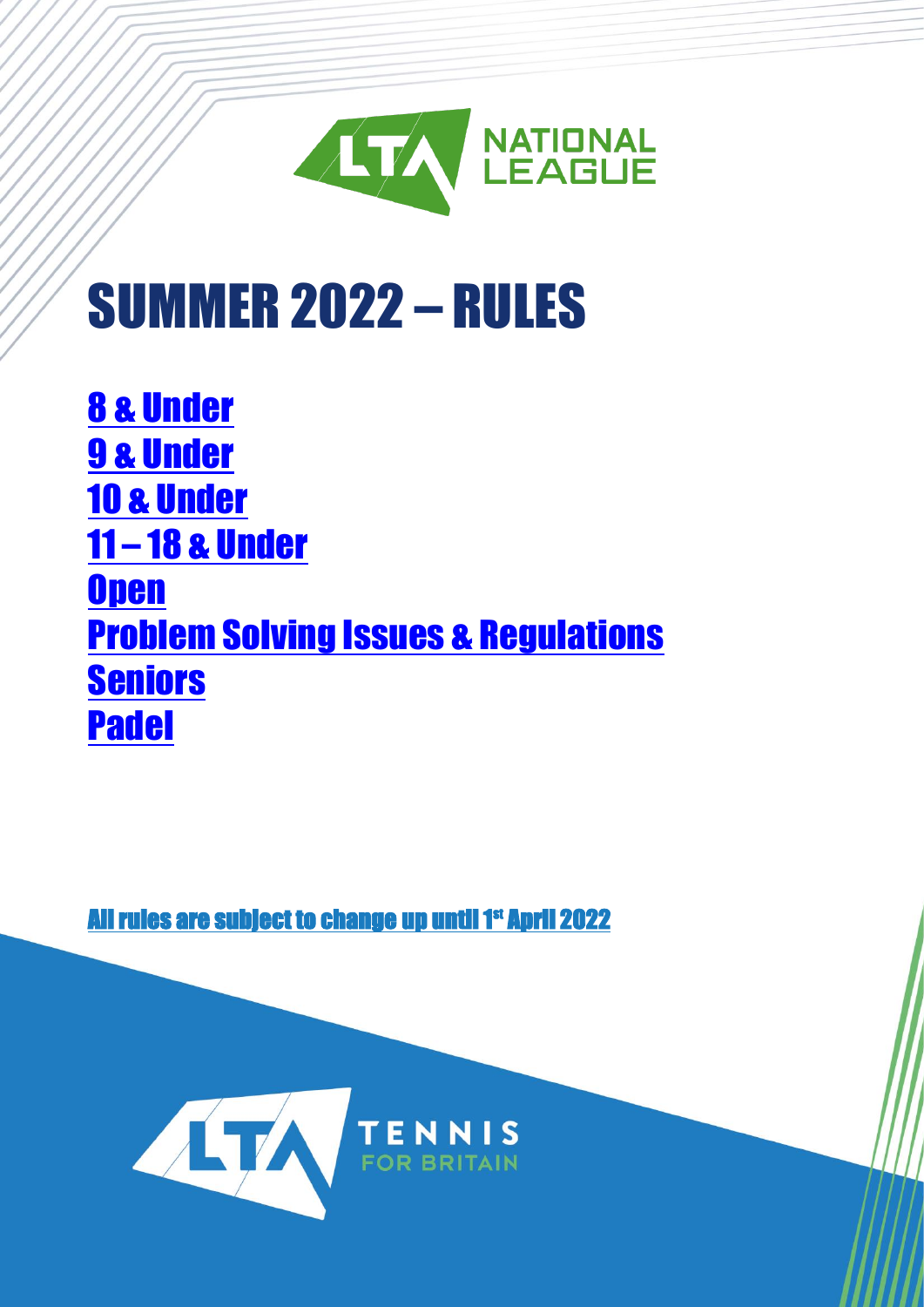LTA NATIONAL LEAGUE

# SUMMER 2022 – RULES

8 & Under
9 & Under
10 & Under
11 – 18 & Under
Open
Problem Solving Issues & Regulations
Seniors
Padel

All rules are subject to change up until 1st April 2022

LTA TENNIS FOR BRITAIN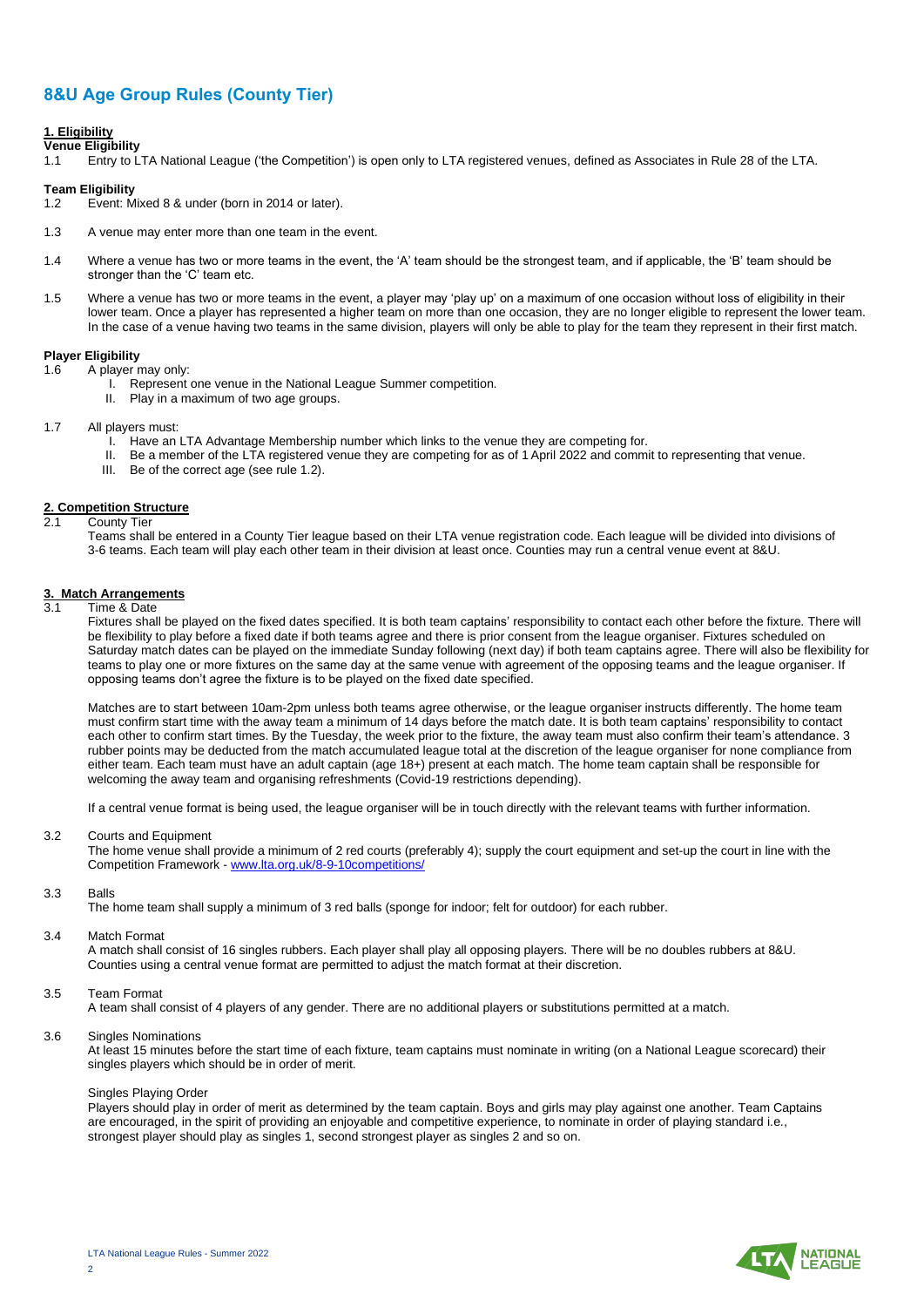## 8&U Age Group Rules (County Tier)

### 1. Eligibility

**Venue Eligibility**

1.1 Entry to LTA National League ('the Competition') is open only to LTA registered venues, defined as Associates in Rule 28 of the LTA.

**Team Eligibility**

1.2 Event: Mixed 8 & under (born in 2014 or later).

1.3 A venue may enter more than one team in the event.

1.4 Where a venue has two or more teams in the event, the 'A' team should be the strongest team, and if applicable, the 'B' team should be stronger than the 'C' team etc.

1.5 Where a venue has two or more teams in the event, a player may 'play up' on a maximum of one occasion without loss of eligibility in their lower team. Once a player has represented a higher team on more than one occasion, they are no longer eligible to represent the lower team. In the case of a venue having two teams in the same division, players will only be able to play for the team they represent in their first match.

**Player Eligibility**

1.6 A player may only:

I. Represent one venue in the National League Summer competition.
II. Play in a maximum of two age groups.

1.7 All players must:

I. Have an LTA Advantage Membership number which links to the venue they are competing for.
II. Be a member of the LTA registered venue they are competing for as of 1 April 2022 and commit to representing that venue.
III. Be of the correct age (see rule 1.2).

### 2. Competition Structure

2.1 County Tier

Teams shall be entered in a County Tier league based on their LTA venue registration code. Each league will be divided into divisions of 3-6 teams. Each team will play each other team in their division at least once. Counties may run a central venue event at 8&U.

### 3. Match Arrangements

3.1 Time & Date

Fixtures shall be played on the fixed dates specified. It is both team captains' responsibility to contact each other before the fixture. There will be flexibility to play before a fixed date if both teams agree and there is prior consent from the league organiser. Fixtures scheduled on Saturday match dates can be played on the immediate Sunday following (next day) if both team captains agree. There will also be flexibility for teams to play one or more fixtures on the same day at the same venue with agreement of the opposing teams and the league organiser. If opposing teams don't agree the fixture is to be played on the fixed date specified.

Matches are to start between 10am-2pm unless both teams agree otherwise, or the league organiser instructs differently. The home team must confirm start time with the away team a minimum of 14 days before the match date. It is both team captains' responsibility to contact each other to confirm start times. By the Tuesday, the week prior to the fixture, the away team must also confirm their team's attendance. 3 rubber points may be deducted from the match accumulated league total at the discretion of the league organiser for none compliance from either team. Each team must have an adult captain (age 18+) present at each match. The home team captain shall be responsible for welcoming the away team and organising refreshments (Covid-19 restrictions depending).

If a central venue format is being used, the league organiser will be in touch directly with the relevant teams with further information.

3.2 Courts and Equipment

The home venue shall provide a minimum of 2 red courts (preferably 4); supply the court equipment and set-up the court in line with the Competition Framework - www.lta.org.uk/8-9-10competitions/

3.3 Balls

The home team shall supply a minimum of 3 red balls (sponge for indoor; felt for outdoor) for each rubber.

3.4 Match Format

A match shall consist of 16 singles rubbers. Each player shall play all opposing players. There will be no doubles rubbers at 8&U. Counties using a central venue format are permitted to adjust the match format at their discretion.

3.5 Team Format

A team shall consist of 4 players of any gender. There are no additional players or substitutions permitted at a match.

3.6 Singles Nominations

At least 15 minutes before the start time of each fixture, team captains must nominate in writing (on a National League scorecard) their singles players which should be in order of merit.

Singles Playing Order

Players should play in order of merit as determined by the team captain. Boys and girls may play against one another. Team Captains are encouraged, in the spirit of providing an enjoyable and competitive experience, to nominate in order of playing standard i.e., strongest player should play as singles 1, second strongest player as singles 2 and so on.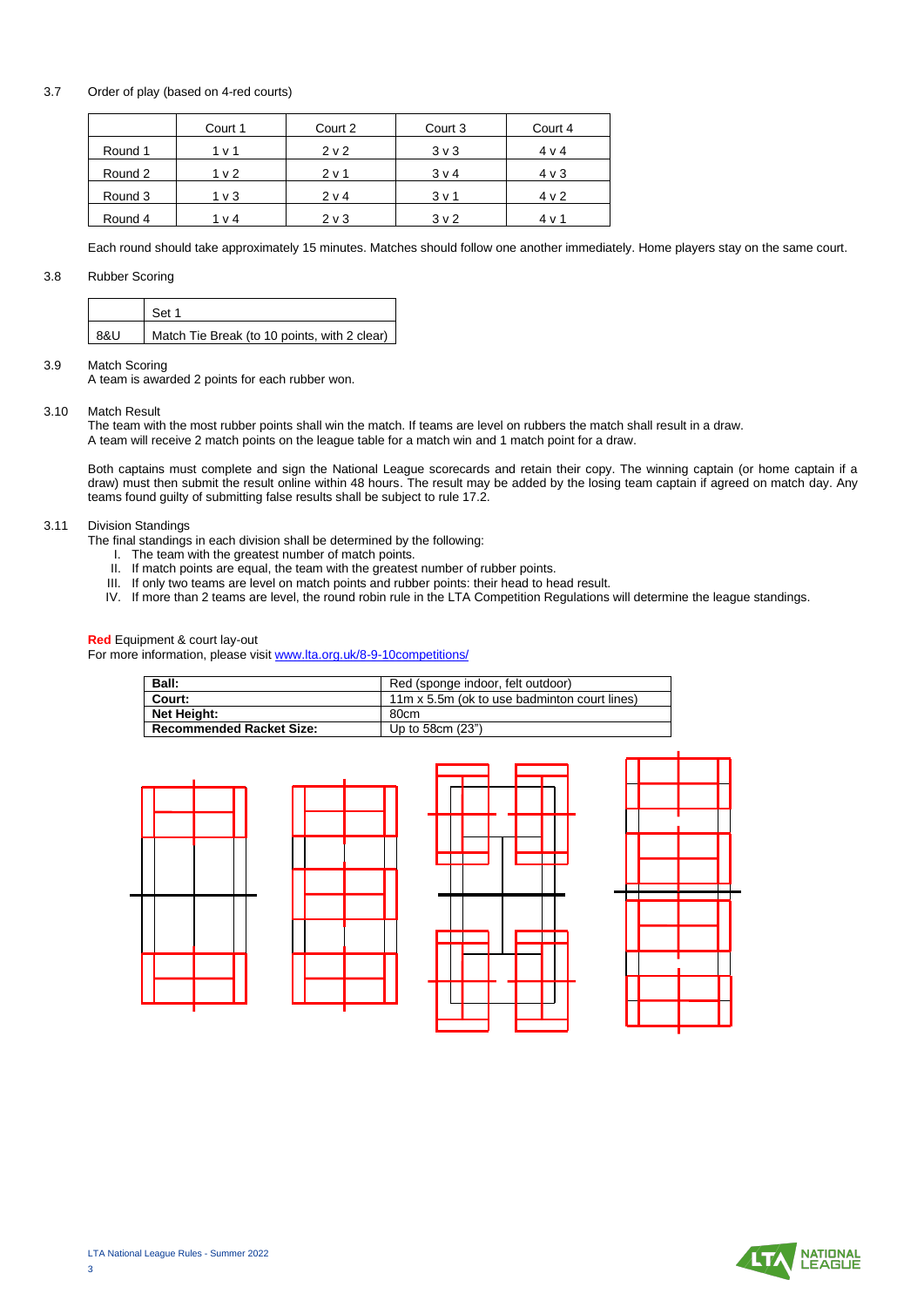3.7 Order of play (based on 4-red courts)

| | Court 1 | Court 2 | Court 3 | Court 4 |
|---|---|---|---|---|
| Round 1 | 1 v 1 | 2 v 2 | 3 v 3 | 4 v 4 |
| Round 2 | 1 v 2 | 2 v 1 | 3 v 4 | 4 v 3 |
| Round 3 | 1 v 3 | 2 v 4 | 3 v 1 | 4 v 2 |
| Round 4 | 1 v 4 | 2 v 3 | 3 v 2 | 4 v 1 |

Each round should take approximately 15 minutes. Matches should follow one another immediately. Home players stay on the same court.

3.8 Rubber Scoring

| | Set 1 |
|---|---|
| 8&U | Match Tie Break (to 10 points, with 2 clear) |

3.9 Match Scoring
A team is awarded 2 points for each rubber won.

3.10 Match Result
The team with the most rubber points shall win the match. If teams are level on rubbers the match shall result in a draw.
A team will receive 2 match points on the league table for a match win and 1 match point for a draw.

Both captains must complete and sign the National League scorecards and retain their copy. The winning captain (or home captain if a draw) must then submit the result online within 48 hours. The result may be added by the losing team captain if agreed on match day. Any teams found guilty of submitting false results shall be subject to rule 17.2.

3.11 Division Standings
The final standings in each division shall be determined by the following:

I. The team with the greatest number of match points.
II. If match points are equal, the team with the greatest number of rubber points.
III. If only two teams are level on match points and rubber points: their head to head result.
IV. If more than 2 teams are level, the round robin rule in the LTA Competition Regulations will determine the league standings.

**Red** Equipment & court lay-out
For more information, please visit www.lta.org.uk/8-9-10competitions/

| | |
|---|---|
| **Ball:** | Red (sponge indoor, felt outdoor) |
| **Court:** | 11m x 5.5m (ok to use badminton court lines) |
| **Net Height:** | 80cm |
| **Recommended Racket Size:** | Up to 58cm (23") |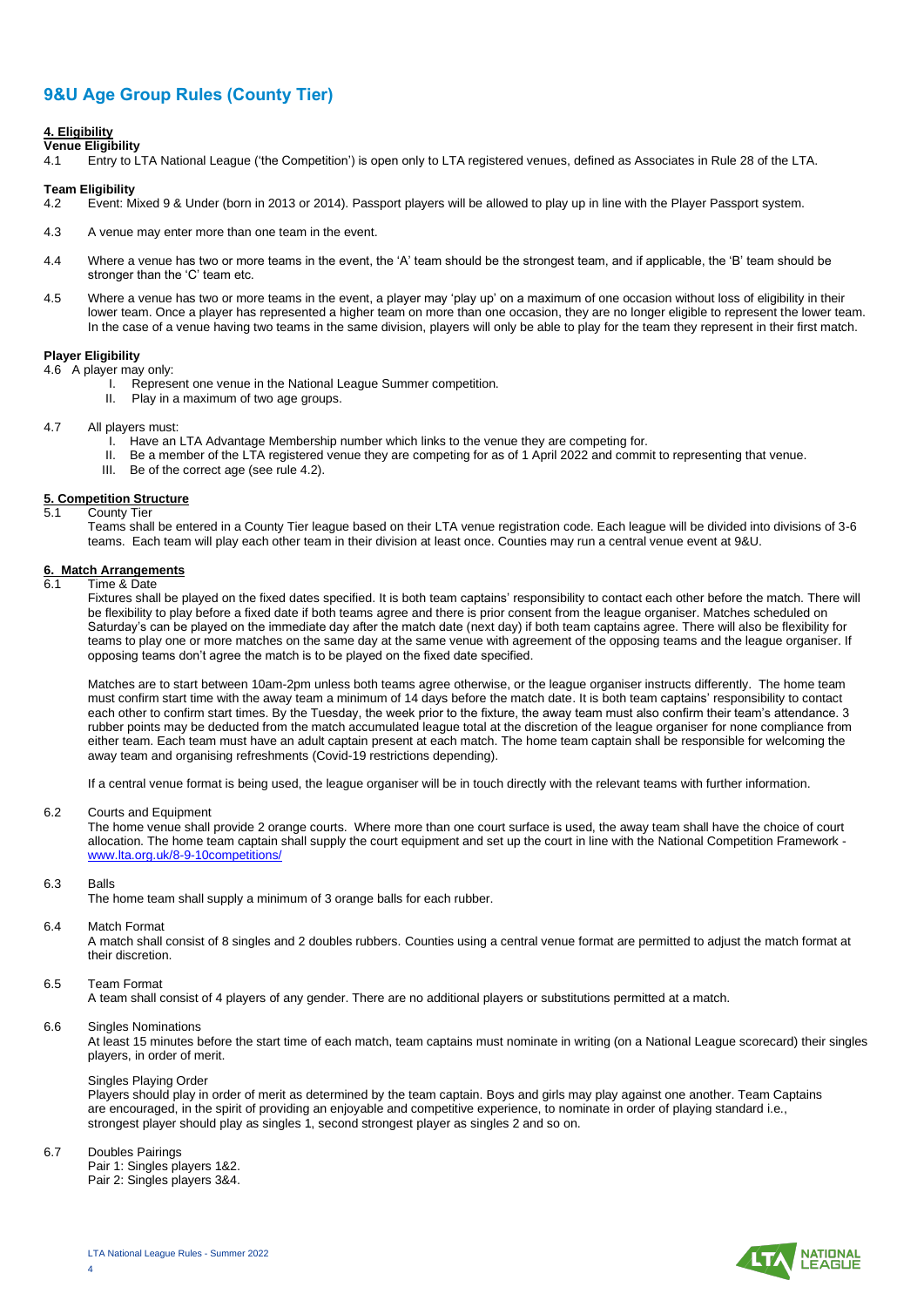# 9&U Age Group Rules (County Tier)

## 4. Eligibility

**Venue Eligibility**

4.1 Entry to LTA National League ('the Competition') is open only to LTA registered venues, defined as Associates in Rule 28 of the LTA.

**Team Eligibility**

4.2 Event: Mixed 9 & Under (born in 2013 or 2014). Passport players will be allowed to play up in line with the Player Passport system.

4.3 A venue may enter more than one team in the event.

4.4 Where a venue has two or more teams in the event, the 'A' team should be the strongest team, and if applicable, the 'B' team should be stronger than the 'C' team etc.

4.5 Where a venue has two or more teams in the event, a player may 'play up' on a maximum of one occasion without loss of eligibility in their lower team. Once a player has represented a higher team on more than one occasion, they are no longer eligible to represent the lower team. In the case of a venue having two teams in the same division, players will only be able to play for the team they represent in their first match.

**Player Eligibility**

4.6 A player may only:

I. Represent one venue in the National League Summer competition.
II. Play in a maximum of two age groups.

4.7 All players must:

I. Have an LTA Advantage Membership number which links to the venue they are competing for.
II. Be a member of the LTA registered venue they are competing for as of 1 April 2022 and commit to representing that venue.
III. Be of the correct age (see rule 4.2).

## 5. Competition Structure

5.1 County Tier

Teams shall be entered in a County Tier league based on their LTA venue registration code. Each league will be divided into divisions of 3-6 teams. Each team will play each other team in their division at least once. Counties may run a central venue event at 9&U.

## 6. Match Arrangements

6.1 Time & Date

Fixtures shall be played on the fixed dates specified. It is both team captains' responsibility to contact each other before the match. There will be flexibility to play before a fixed date if both teams agree and there is prior consent from the league organiser. Matches scheduled on Saturday's can be played on the immediate day after the match date (next day) if both team captains agree. There will also be flexibility for teams to play one or more matches on the same day at the same venue with agreement of the opposing teams and the league organiser. If opposing teams don't agree the match is to be played on the fixed date specified.

Matches are to start between 10am-2pm unless both teams agree otherwise, or the league organiser instructs differently. The home team must confirm start time with the away team a minimum of 14 days before the match date. It is both team captains' responsibility to contact each other to confirm start times. By the Tuesday, the week prior to the fixture, the away team must also confirm their team's attendance. 3 rubber points may be deducted from the match accumulated league total at the discretion of the league organiser for none compliance from either team. Each team must have an adult captain present at each match. The home team captain shall be responsible for welcoming the away team and organising refreshments (Covid-19 restrictions depending).

If a central venue format is being used, the league organiser will be in touch directly with the relevant teams with further information.

6.2 Courts and Equipment

The home venue shall provide 2 orange courts. Where more than one court surface is used, the away team shall have the choice of court allocation. The home team captain shall supply the court equipment and set up the court in line with the National Competition Framework - www.lta.org.uk/8-9-10competitions/

6.3 Balls

The home team shall supply a minimum of 3 orange balls for each rubber.

6.4 Match Format

A match shall consist of 8 singles and 2 doubles rubbers. Counties using a central venue format are permitted to adjust the match format at their discretion.

6.5 Team Format

A team shall consist of 4 players of any gender. There are no additional players or substitutions permitted at a match.

6.6 Singles Nominations

At least 15 minutes before the start time of each match, team captains must nominate in writing (on a National League scorecard) their singles players, in order of merit.

Singles Playing Order

Players should play in order of merit as determined by the team captain. Boys and girls may play against one another. Team Captains are encouraged, in the spirit of providing an enjoyable and competitive experience, to nominate in order of playing standard i.e., strongest player should play as singles 1, second strongest player as singles 2 and so on.

6.7 Doubles Pairings

Pair 1: Singles players 1&2.
Pair 2: Singles players 3&4.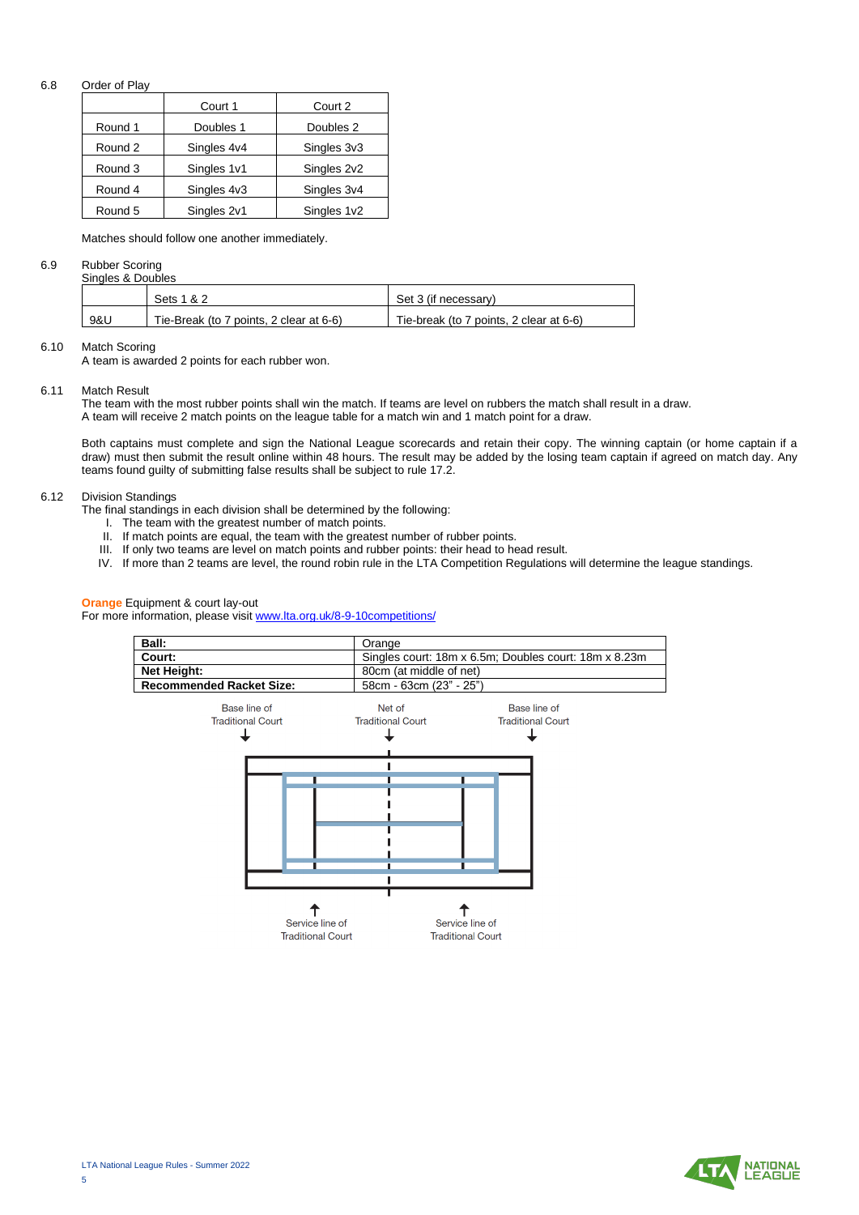6.8 Order of Play

| | Court 1 | Court 2 |
|---|---|---|
| Round 1 | Doubles 1 | Doubles 2 |
| Round 2 | Singles 4v4 | Singles 3v3 |
| Round 3 | Singles 1v1 | Singles 2v2 |
| Round 4 | Singles 4v3 | Singles 3v4 |
| Round 5 | Singles 2v1 | Singles 1v2 |

Matches should follow one another immediately.

6.9 Rubber Scoring
Singles & Doubles

| | Sets 1 & 2 | Set 3 (if necessary) |
|---|---|---|
| 9&U | Tie-Break (to 7 points, 2 clear at 6-6) | Tie-break (to 7 points, 2 clear at 6-6) |

6.10 Match Scoring
A team is awarded 2 points for each rubber won.

6.11 Match Result
The team with the most rubber points shall win the match. If teams are level on rubbers the match shall result in a draw.
A team will receive 2 match points on the league table for a match win and 1 match point for a draw.

Both captains must complete and sign the National League scorecards and retain their copy. The winning captain (or home captain if a draw) must then submit the result online within 48 hours. The result may be added by the losing team captain if agreed on match day. Any teams found guilty of submitting false results shall be subject to rule 17.2.

6.12 Division Standings
The final standings in each division shall be determined by the following:

I. The team with the greatest number of match points.
II. If match points are equal, the team with the greatest number of rubber points.
III. If only two teams are level on match points and rubber points: their head to head result.
IV. If more than 2 teams are level, the round robin rule in the LTA Competition Regulations will determine the league standings.

**Orange** Equipment & court lay-out
For more information, please visit www.lta.org.uk/8-9-10competitions/

| | |
|---|---|
| **Ball:** | Orange |
| **Court:** | Singles court: 18m x 6.5m; Doubles court: 18m x 8.23m |
| **Net Height:** | 80cm (at middle of net) |
| **Recommended Racket Size:** | 58cm - 63cm (23" - 25") |

Base line of Traditional Court
Net of Traditional Court
Base line of Traditional Court
Service line of Traditional Court
Service line of Traditional Court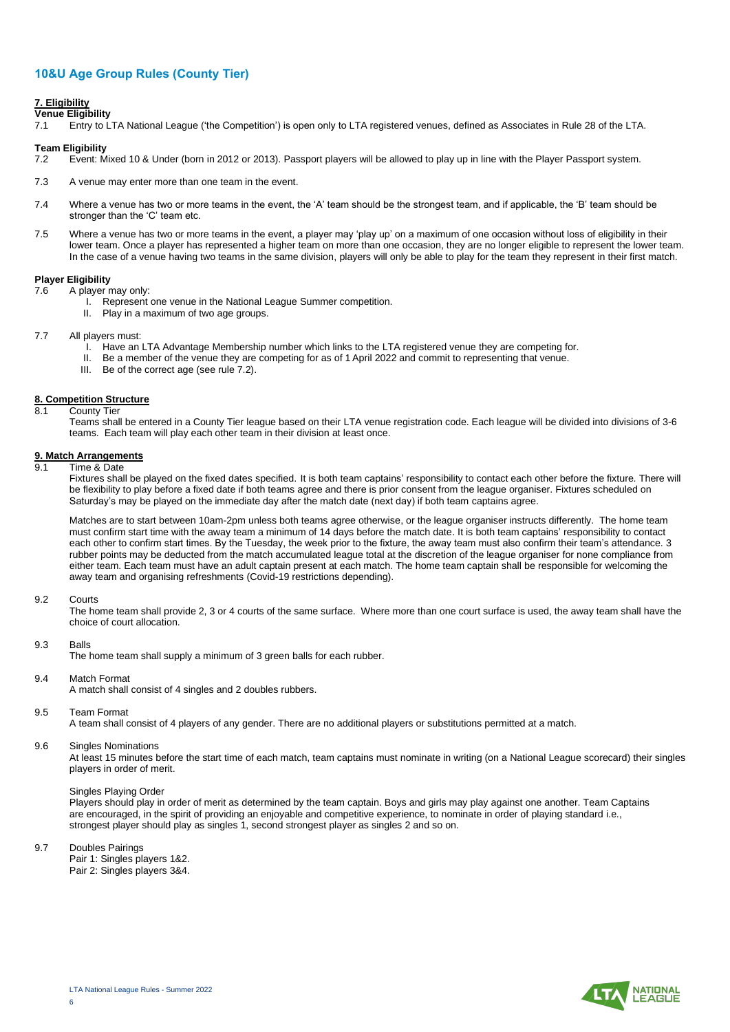## 10&U Age Group Rules (County Tier)

**7. Eligibility**

**Venue Eligibility**

7.1 Entry to LTA National League ('the Competition') is open only to LTA registered venues, defined as Associates in Rule 28 of the LTA.

**Team Eligibility**

7.2 Event: Mixed 10 & Under (born in 2012 or 2013). Passport players will be allowed to play up in line with the Player Passport system.

7.3 A venue may enter more than one team in the event.

7.4 Where a venue has two or more teams in the event, the 'A' team should be the strongest team, and if applicable, the 'B' team should be stronger than the 'C' team etc.

7.5 Where a venue has two or more teams in the event, a player may 'play up' on a maximum of one occasion without loss of eligibility in their lower team. Once a player has represented a higher team on more than one occasion, they are no longer eligible to represent the lower team. In the case of a venue having two teams in the same division, players will only be able to play for the team they represent in their first match.

**Player Eligibility**

7.6 A player may only:

I. Represent one venue in the National League Summer competition.
II. Play in a maximum of two age groups.

7.7 All players must:

I. Have an LTA Advantage Membership number which links to the LTA registered venue they are competing for.
II. Be a member of the venue they are competing for as of 1 April 2022 and commit to representing that venue.
III. Be of the correct age (see rule 7.2).

**8. Competition Structure**

8.1 County Tier

Teams shall be entered in a County Tier league based on their LTA venue registration code. Each league will be divided into divisions of 3-6 teams. Each team will play each other team in their division at least once.

**9. Match Arrangements**

9.1 Time & Date

Fixtures shall be played on the fixed dates specified. It is both team captains' responsibility to contact each other before the fixture. There will be flexibility to play before a fixed date if both teams agree and there is prior consent from the league organiser. Fixtures scheduled on Saturday's may be played on the immediate day after the match date (next day) if both team captains agree.

Matches are to start between 10am-2pm unless both teams agree otherwise, or the league organiser instructs differently. The home team must confirm start time with the away team a minimum of 14 days before the match date. It is both team captains' responsibility to contact each other to confirm start times. By the Tuesday, the week prior to the fixture, the away team must also confirm their team's attendance. 3 rubber points may be deducted from the match accumulated league total at the discretion of the league organiser for none compliance from either team. Each team must have an adult captain present at each match. The home team captain shall be responsible for welcoming the away team and organising refreshments (Covid-19 restrictions depending).

9.2 Courts

The home team shall provide 2, 3 or 4 courts of the same surface. Where more than one court surface is used, the away team shall have the choice of court allocation.

9.3 Balls

The home team shall supply a minimum of 3 green balls for each rubber.

9.4 Match Format

A match shall consist of 4 singles and 2 doubles rubbers.

9.5 Team Format

A team shall consist of 4 players of any gender. There are no additional players or substitutions permitted at a match.

9.6 Singles Nominations

At least 15 minutes before the start time of each match, team captains must nominate in writing (on a National League scorecard) their singles players in order of merit.

Singles Playing Order

Players should play in order of merit as determined by the team captain. Boys and girls may play against one another. Team Captains are encouraged, in the spirit of providing an enjoyable and competitive experience, to nominate in order of playing standard i.e., strongest player should play as singles 1, second strongest player as singles 2 and so on.

9.7 Doubles Pairings

Pair 1: Singles players 1&2.
Pair 2: Singles players 3&4.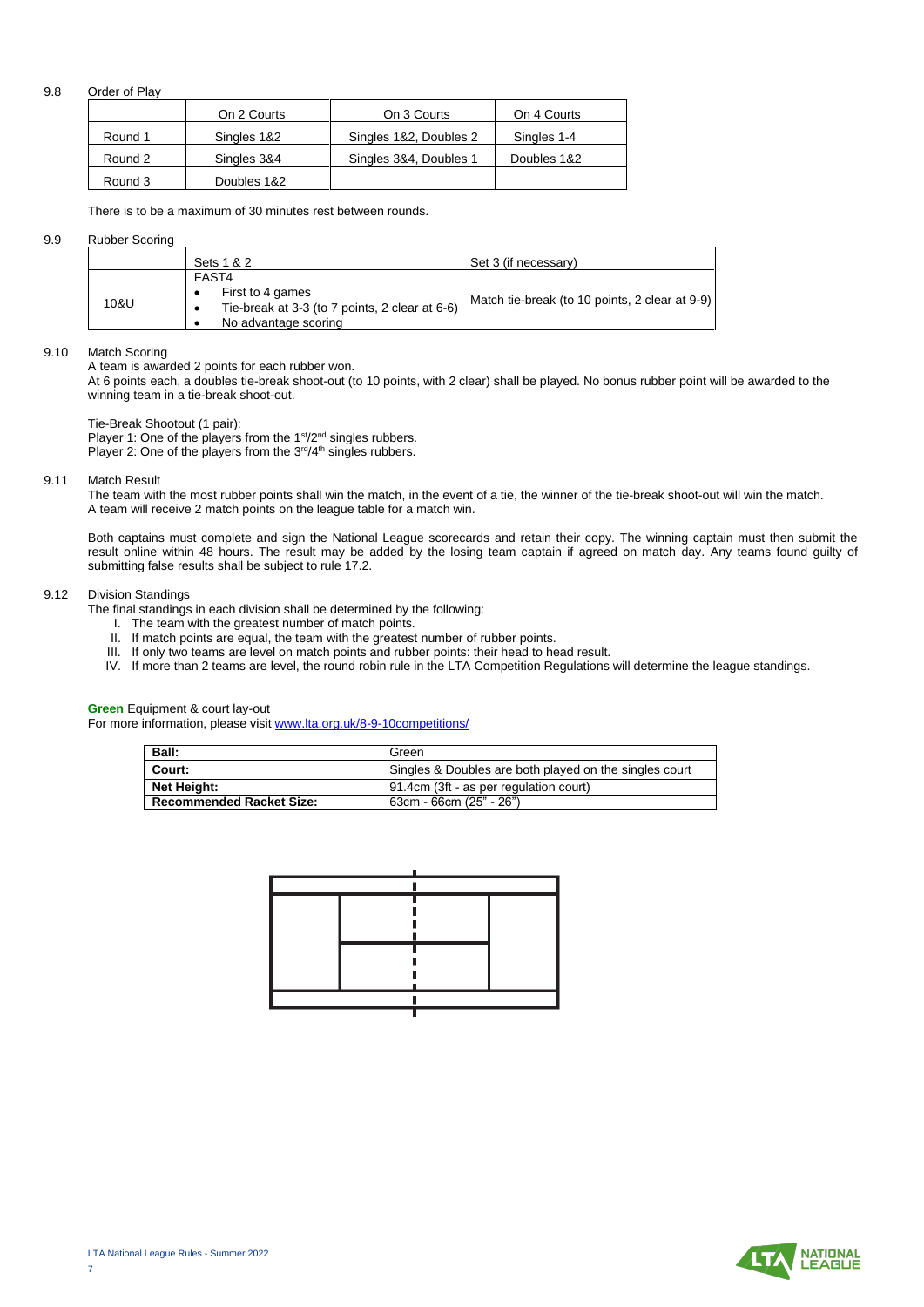## 9.8 Order of Play

| | On 2 Courts | On 3 Courts | On 4 Courts |
|---|---|---|---|
| Round 1 | Singles 1&2 | Singles 1&2, Doubles 2 | Singles 1-4 |
| Round 2 | Singles 3&4 | Singles 3&4, Doubles 1 | Doubles 1&2 |
| Round 3 | Doubles 1&2 | | |

There is to be a maximum of 30 minutes rest between rounds.

## 9.9 Rubber Scoring

| | Sets 1 & 2 | Set 3 (if necessary) |
|---|---|---|
| 10&U | FAST4<br>• First to 4 games<br>• Tie-break at 3-3 (to 7 points, 2 clear at 6-6)<br>• No advantage scoring | Match tie-break (to 10 points, 2 clear at 9-9) |

## 9.10 Match Scoring

A team is awarded 2 points for each rubber won.

At 6 points each, a doubles tie-break shoot-out (to 10 points, with 2 clear) shall be played. No bonus rubber point will be awarded to the winning team in a tie-break shoot-out.

Tie-Break Shootout (1 pair):
Player 1: One of the players from the 1st/2nd singles rubbers.
Player 2: One of the players from the 3rd/4th singles rubbers.

## 9.11 Match Result

The team with the most rubber points shall win the match, in the event of a tie, the winner of the tie-break shoot-out will win the match.
A team will receive 2 match points on the league table for a match win.

Both captains must complete and sign the National League scorecards and retain their copy. The winning captain must then submit the result online within 48 hours. The result may be added by the losing team captain if agreed on match day. Any teams found guilty of submitting false results shall be subject to rule 17.2.

## 9.12 Division Standings

The final standings in each division shall be determined by the following:

I. The team with the greatest number of match points.
II. If match points are equal, the team with the greatest number of rubber points.
III. If only two teams are level on match points and rubber points: their head to head result.
IV. If more than 2 teams are level, the round robin rule in the LTA Competition Regulations will determine the league standings.

**Green** Equipment & court lay-out
For more information, please visit [www.lta.org.uk/8-9-10competitions/](www.lta.org.uk/8-9-10competitions/)

| | |
|---|---|
| **Ball:** | Green |
| **Court:** | Singles & Doubles are both played on the singles court |
| **Net Height:** | 91.4cm (3ft - as per regulation court) |
| **Recommended Racket Size:** | 63cm - 66cm (25" - 26") |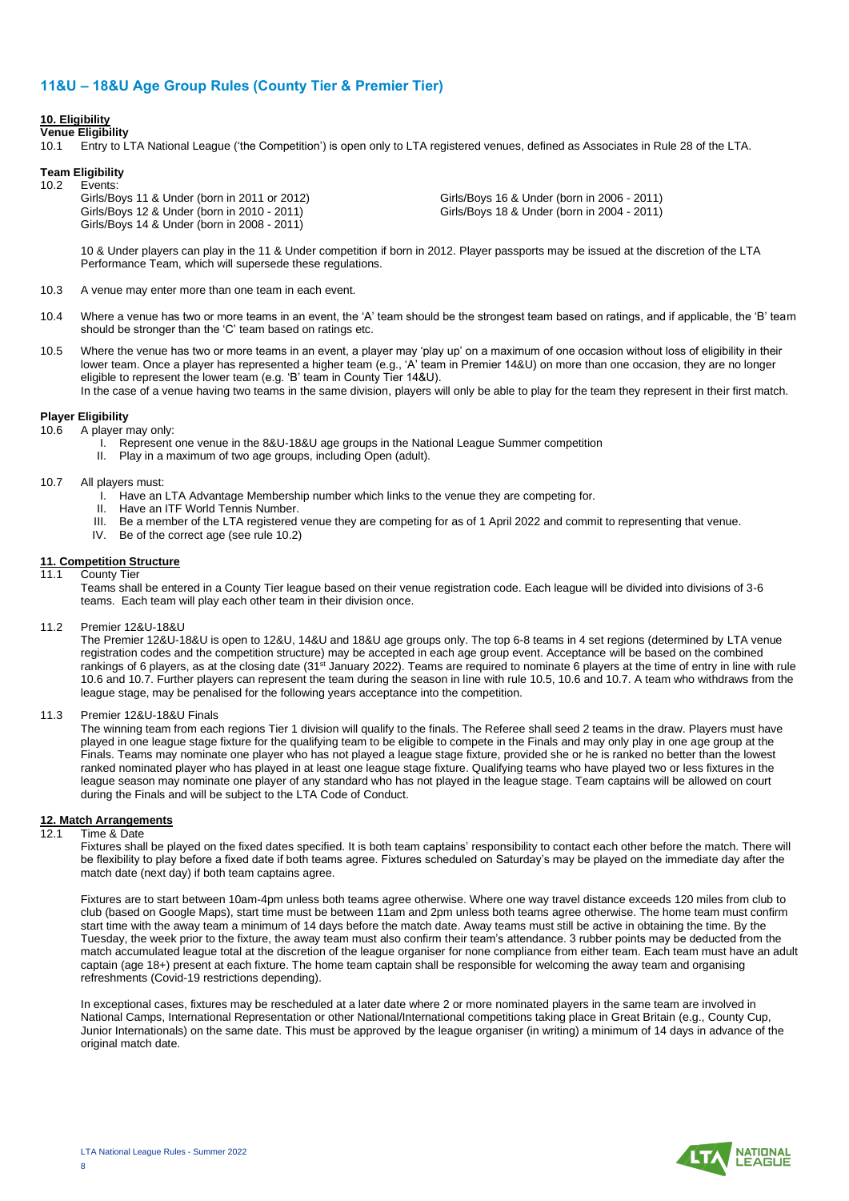## 11&U – 18&U Age Group Rules (County Tier & Premier Tier)

**10. Eligibility**

**Venue Eligibility**

10.1 Entry to LTA National League ('the Competition') is open only to LTA registered venues, defined as Associates in Rule 28 of the LTA.

**Team Eligibility**

10.2 Events:

Girls/Boys 11 & Under (born in 2011 or 2012)
Girls/Boys 12 & Under (born in 2010 - 2011)
Girls/Boys 14 & Under (born in 2008 - 2011)
Girls/Boys 16 & Under (born in 2006 - 2011)
Girls/Boys 18 & Under (born in 2004 - 2011)

10 & Under players can play in the 11 & Under competition if born in 2012. Player passports may be issued at the discretion of the LTA Performance Team, which will supersede these regulations.

10.3 A venue may enter more than one team in each event.

10.4 Where a venue has two or more teams in an event, the 'A' team should be the strongest team based on ratings, and if applicable, the 'B' team should be stronger than the 'C' team based on ratings etc.

10.5 Where the venue has two or more teams in an event, a player may 'play up' on a maximum of one occasion without loss of eligibility in their lower team. Once a player has represented a higher team (e.g., 'A' team in Premier 14&U) on more than one occasion, they are no longer eligible to represent the lower team (e.g. 'B' team in County Tier 14&U).
In the case of a venue having two teams in the same division, players will only be able to play for the team they represent in their first match.

**Player Eligibility**

10.6 A player may only:

I. Represent one venue in the 8&U-18&U age groups in the National League Summer competition
II. Play in a maximum of two age groups, including Open (adult).

10.7 All players must:

I. Have an LTA Advantage Membership number which links to the venue they are competing for.
II. Have an ITF World Tennis Number.
III. Be a member of the LTA registered venue they are competing for as of 1 April 2022 and commit to representing that venue.
IV. Be of the correct age (see rule 10.2)

**11. Competition Structure**

11.1 County Tier

Teams shall be entered in a County Tier league based on their venue registration code. Each league will be divided into divisions of 3-6 teams. Each team will play each other team in their division once.

11.2 Premier 12&U-18&U

The Premier 12&U-18&U is open to 12&U, 14&U and 18&U age groups only. The top 6-8 teams in 4 set regions (determined by LTA venue registration codes and the competition structure) may be accepted in each age group event. Acceptance will be based on the combined rankings of 6 players, as at the closing date (31st January 2022). Teams are required to nominate 6 players at the time of entry in line with rule 10.6 and 10.7. Further players can represent the team during the season in line with rule 10.5, 10.6 and 10.7. A team who withdraws from the league stage, may be penalised for the following years acceptance into the competition.

11.3 Premier 12&U-18&U Finals

The winning team from each regions Tier 1 division will qualify to the finals. The Referee shall seed 2 teams in the draw. Players must have played in one league stage fixture for the qualifying team to be eligible to compete in the Finals and may only play in one age group at the Finals. Teams may nominate one player who has not played a league stage fixture, provided she or he is ranked no better than the lowest ranked nominated player who has played in at least one league stage fixture. Qualifying teams who have played two or less fixtures in the league season may nominate one player of any standard who has not played in the league stage. Team captains will be allowed on court during the Finals and will be subject to the LTA Code of Conduct.

**12. Match Arrangements**

12.1 Time & Date

Fixtures shall be played on the fixed dates specified. It is both team captains' responsibility to contact each other before the match. There will be flexibility to play before a fixed date if both teams agree. Fixtures scheduled on Saturday's may be played on the immediate day after the match date (next day) if both team captains agree.

Fixtures are to start between 10am-4pm unless both teams agree otherwise. Where one way travel distance exceeds 120 miles from club to club (based on Google Maps), start time must be between 11am and 2pm unless both teams agree otherwise. The home team must confirm start time with the away team a minimum of 14 days before the match date. Away teams must still be active in obtaining the time. By the Tuesday, the week prior to the fixture, the away team must also confirm their team's attendance. 3 rubber points may be deducted from the match accumulated league total at the discretion of the league organiser for none compliance from either team. Each team must have an adult captain (age 18+) present at each fixture. The home team captain shall be responsible for welcoming the away team and organising refreshments (Covid-19 restrictions depending).

In exceptional cases, fixtures may be rescheduled at a later date where 2 or more nominated players in the same team are involved in National Camps, International Representation or other National/International competitions taking place in Great Britain (e.g., County Cup, Junior Internationals) on the same date. This must be approved by the league organiser (in writing) a minimum of 14 days in advance of the original match date.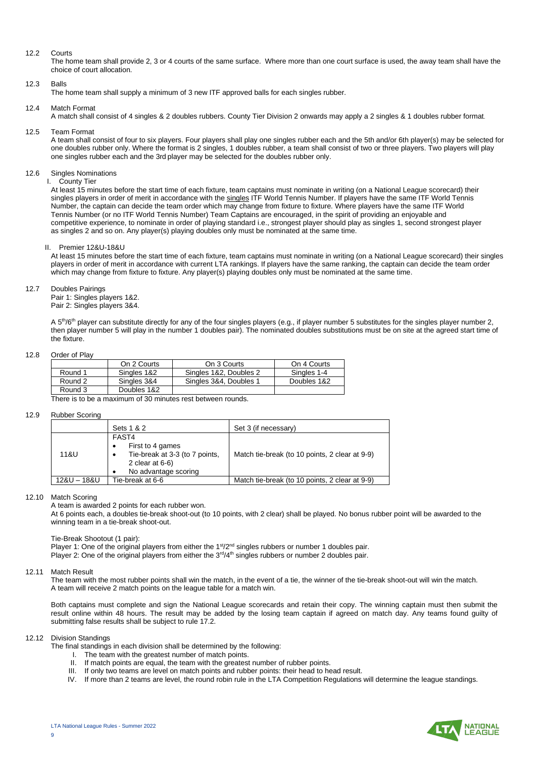12.2 Courts

The home team shall provide 2, 3 or 4 courts of the same surface. Where more than one court surface is used, the away team shall have the choice of court allocation.

12.3 Balls

The home team shall supply a minimum of 3 new ITF approved balls for each singles rubber.

12.4 Match Format

A match shall consist of 4 singles & 2 doubles rubbers. County Tier Division 2 onwards may apply a 2 singles & 1 doubles rubber format.

12.5 Team Format

A team shall consist of four to six players. Four players shall play one singles rubber each and the 5th and/or 6th player(s) may be selected for one doubles rubber only. Where the format is 2 singles, 1 doubles rubber, a team shall consist of two or three players. Two players will play one singles rubber each and the 3rd player may be selected for the doubles rubber only.

12.6 Singles Nominations

I. County Tier

At least 15 minutes before the start time of each fixture, team captains must nominate in writing (on a National League scorecard) their singles players in order of merit in accordance with the singles ITF World Tennis Number. If players have the same ITF World Tennis Number, the captain can decide the team order which may change from fixture to fixture. Where players have the same ITF World Tennis Number (or no ITF World Tennis Number) Team Captains are encouraged, in the spirit of providing an enjoyable and competitive experience, to nominate in order of playing standard i.e., strongest player should play as singles 1, second strongest player as singles 2 and so on. Any player(s) playing doubles only must be nominated at the same time.

II. Premier 12&U-18&U

At least 15 minutes before the start time of each fixture, team captains must nominate in writing (on a National League scorecard) their singles players in order of merit in accordance with current LTA rankings. If players have the same ranking, the captain can decide the team order which may change from fixture to fixture. Any player(s) playing doubles only must be nominated at the same time.

12.7 Doubles Pairings

Pair 1: Singles players 1&2.
Pair 2: Singles players 3&4.

A 5th/6th player can substitute directly for any of the four singles players (e.g., if player number 5 substitutes for the singles player number 2, then player number 5 will play in the number 1 doubles pair). The nominated doubles substitutions must be on site at the agreed start time of the fixture.

12.8 Order of Play

| | On 2 Courts | On 3 Courts | On 4 Courts |
|---|---|---|---|
| Round 1 | Singles 1&2 | Singles 1&2, Doubles 2 | Singles 1-4 |
| Round 2 | Singles 3&4 | Singles 3&4, Doubles 1 | Doubles 1&2 |
| Round 3 | Doubles 1&2 | | |

There is to be a maximum of 30 minutes rest between rounds.

12.9 Rubber Scoring

| | Sets 1 & 2 | Set 3 (if necessary) |
|---|---|---|
| 11&U | FAST4<br>• First to 4 games<br>• Tie-break at 3-3 (to 7 points, 2 clear at 6-6)<br>• No advantage scoring | Match tie-break (to 10 points, 2 clear at 9-9) |
| 12&U – 18&U | Tie-break at 6-6 | Match tie-break (to 10 points, 2 clear at 9-9) |

12.10 Match Scoring

A team is awarded 2 points for each rubber won.
At 6 points each, a doubles tie-break shoot-out (to 10 points, with 2 clear) shall be played. No bonus rubber point will be awarded to the winning team in a tie-break shoot-out.

Tie-Break Shootout (1 pair):
Player 1: One of the original players from either the 1st/2nd singles rubbers or number 1 doubles pair.
Player 2: One of the original players from either the 3rd/4th singles rubbers or number 2 doubles pair.

12.11 Match Result

The team with the most rubber points shall win the match, in the event of a tie, the winner of the tie-break shoot-out will win the match. A team will receive 2 match points on the league table for a match win.

Both captains must complete and sign the National League scorecards and retain their copy. The winning captain must then submit the result online within 48 hours. The result may be added by the losing team captain if agreed on match day. Any teams found guilty of submitting false results shall be subject to rule 17.2.

12.12 Division Standings

The final standings in each division shall be determined by the following:

I. The team with the greatest number of match points.
II. If match points are equal, the team with the greatest number of rubber points.
III. If only two teams are level on match points and rubber points: their head to head result.
IV. If more than 2 teams are level, the round robin rule in the LTA Competition Regulations will determine the league standings.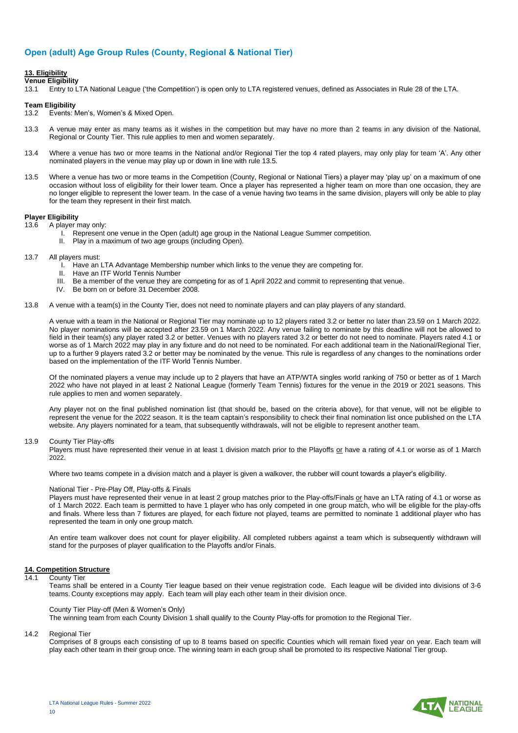## Open (adult) Age Group Rules (County, Regional & National Tier)

### 13. Eligibility

**Venue Eligibility**

13.1 Entry to LTA National League ('the Competition') is open only to LTA registered venues, defined as Associates in Rule 28 of the LTA.

**Team Eligibility**

13.2 Events: Men's, Women's & Mixed Open.

13.3 A venue may enter as many teams as it wishes in the competition but may have no more than 2 teams in any division of the National, Regional or County Tier. This rule applies to men and women separately.

13.4 Where a venue has two or more teams in the National and/or Regional Tier the top 4 rated players, may only play for team 'A'. Any other nominated players in the venue may play up or down in line with rule 13.5.

13.5 Where a venue has two or more teams in the Competition (County, Regional or National Tiers) a player may 'play up' on a maximum of one occasion without loss of eligibility for their lower team. Once a player has represented a higher team on more than one occasion, they are no longer eligible to represent the lower team. In the case of a venue having two teams in the same division, players will only be able to play for the team they represent in their first match.

**Player Eligibility**

13.6 A player may only:

I. Represent one venue in the Open (adult) age group in the National League Summer competition.
II. Play in a maximum of two age groups (including Open).

13.7 All players must:

I. Have an LTA Advantage Membership number which links to the venue they are competing for.
II. Have an ITF World Tennis Number
III. Be a member of the venue they are competing for as of 1 April 2022 and commit to representing that venue.
IV. Be born on or before 31 December 2008.

13.8 A venue with a team(s) in the County Tier, does not need to nominate players and can play players of any standard.

A venue with a team in the National or Regional Tier may nominate up to 12 players rated 3.2 or better no later than 23.59 on 1 March 2022. No player nominations will be accepted after 23.59 on 1 March 2022. Any venue failing to nominate by this deadline will not be allowed to field in their team(s) any player rated 3.2 or better. Venues with no players rated 3.2 or better do not need to nominate. Players rated 4.1 or worse as of 1 March 2022 may play in any fixture and do not need to be nominated. For each additional team in the National/Regional Tier, up to a further 9 players rated 3.2 or better may be nominated by the venue. This rule is regardless of any changes to the nominations order based on the implementation of the ITF World Tennis Number.

Of the nominated players a venue may include up to 2 players that have an ATP/WTA singles world ranking of 750 or better as of 1 March 2022 who have not played in at least 2 National League (formerly Team Tennis) fixtures for the venue in the 2019 or 2021 seasons. This rule applies to men and women separately.

Any player not on the final published nomination list (that should be, based on the criteria above), for that venue, will not be eligible to represent the venue for the 2022 season. It is the team captain's responsibility to check their final nomination list once published on the LTA website. Any players nominated for a team, that subsequently withdrawals, will not be eligible to represent another team.

13.9 County Tier Play-offs

Players must have represented their venue in at least 1 division match prior to the Playoffs or have a rating of 4.1 or worse as of 1 March 2022.

Where two teams compete in a division match and a player is given a walkover, the rubber will count towards a player's eligibility.

National Tier - Pre-Play Off, Play-offs & Finals

Players must have represented their venue in at least 2 group matches prior to the Play-offs/Finals or have an LTA rating of 4.1 or worse as of 1 March 2022. Each team is permitted to have 1 player who has only competed in one group match, who will be eligible for the play-offs and finals. Where less than 7 fixtures are played, for each fixture not played, teams are permitted to nominate 1 additional player who has represented the team in only one group match.

An entire team walkover does not count for player eligibility. All completed rubbers against a team which is subsequently withdrawn will stand for the purposes of player qualification to the Playoffs and/or Finals.

### 14. Competition Structure

14.1 County Tier

Teams shall be entered in a County Tier league based on their venue registration code. Each league will be divided into divisions of 3-6 teams. County exceptions may apply. Each team will play each other team in their division once.

County Tier Play-off (Men & Women's Only)

The winning team from each County Division 1 shall qualify to the County Play-offs for promotion to the Regional Tier.

14.2 Regional Tier

Comprises of 8 groups each consisting of up to 8 teams based on specific Counties which will remain fixed year on year. Each team will play each other team in their group once. The winning team in each group shall be promoted to its respective National Tier group.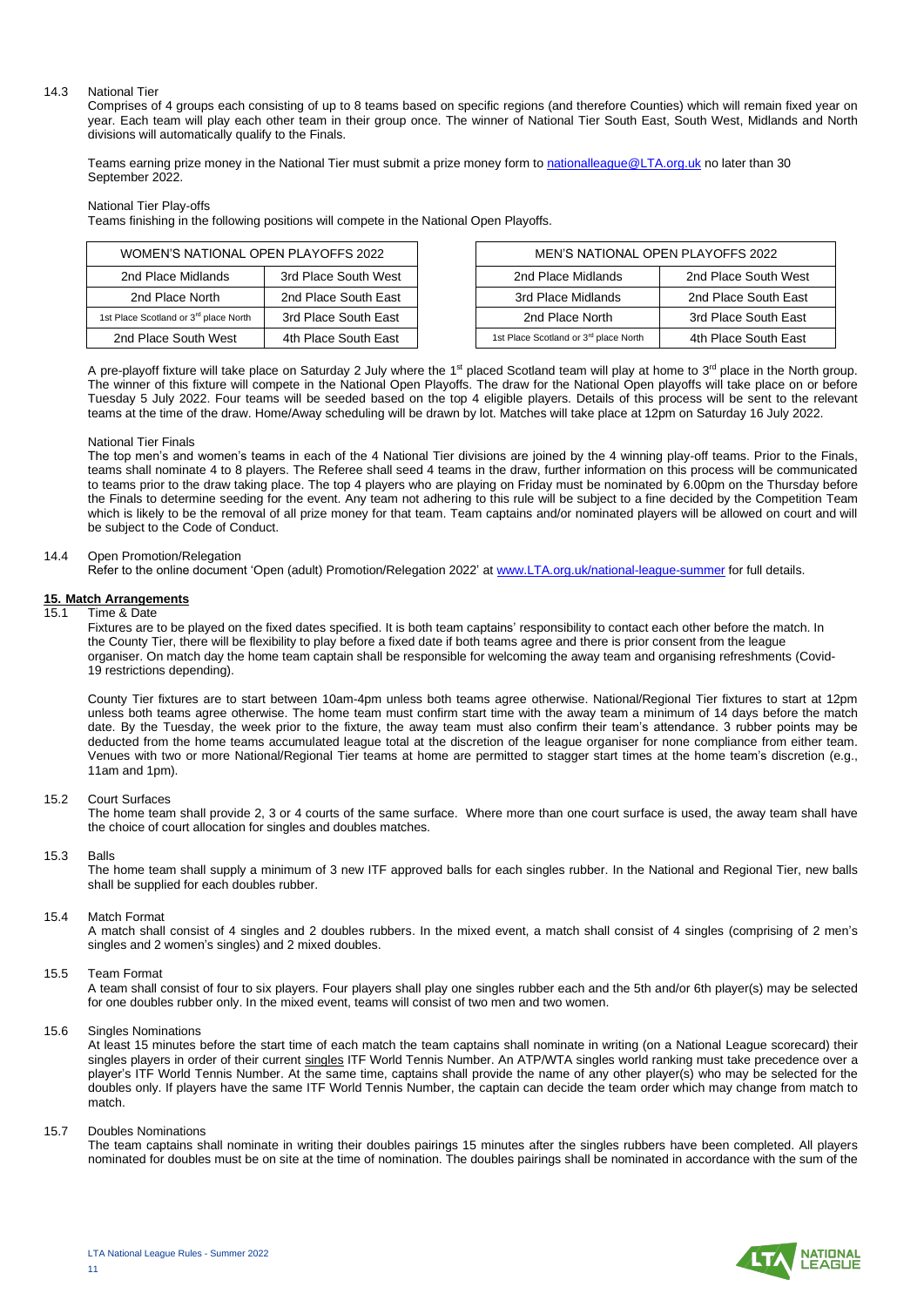14.3 National Tier

Comprises of 4 groups each consisting of up to 8 teams based on specific regions (and therefore Counties) which will remain fixed year on year. Each team will play each other team in their group once. The winner of National Tier South East, South West, Midlands and North divisions will automatically qualify to the Finals.

Teams earning prize money in the National Tier must submit a prize money form to nationalleague@LTA.org.uk no later than 30 September 2022.

National Tier Play-offs

Teams finishing in the following positions will compete in the National Open Playoffs.

| WOMEN'S NATIONAL OPEN PLAYOFFS 2022 | |
|---|---|
| 2nd Place Midlands | 3rd Place South West |
| 2nd Place North | 2nd Place South East |
| 1st Place Scotland or 3rd place North | 3rd Place South East |
| 2nd Place South West | 4th Place South East |

| MEN'S NATIONAL OPEN PLAYOFFS 2022 | |
|---|---|
| 2nd Place Midlands | 2nd Place South West |
| 3rd Place Midlands | 2nd Place South East |
| 2nd Place North | 3rd Place South East |
| 1st Place Scotland or 3rd place North | 4th Place South East |

A pre-playoff fixture will take place on Saturday 2 July where the 1st placed Scotland team will play at home to 3rd place in the North group. The winner of this fixture will compete in the National Open Playoffs. The draw for the National Open playoffs will take place on or before Tuesday 5 July 2022. Four teams will be seeded based on the top 4 eligible players. Details of this process will be sent to the relevant teams at the time of the draw. Home/Away scheduling will be drawn by lot. Matches will take place at 12pm on Saturday 16 July 2022.

National Tier Finals

The top men's and women's teams in each of the 4 National Tier divisions are joined by the 4 winning play-off teams. Prior to the Finals, teams shall nominate 4 to 8 players. The Referee shall seed 4 teams in the draw, further information on this process will be communicated to teams prior to the draw taking place. The top 4 players who are playing on Friday must be nominated by 6.00pm on the Thursday before the Finals to determine seeding for the event. Any team not adhering to this rule will be subject to a fine decided by the Competition Team which is likely to be the removal of all prize money for that team. Team captains and/or nominated players will be allowed on court and will be subject to the Code of Conduct.

14.4 Open Promotion/Relegation

Refer to the online document 'Open (adult) Promotion/Relegation 2022' at www.LTA.org.uk/national-league-summer for full details.

## 15. Match Arrangements

15.1 Time & Date

Fixtures are to be played on the fixed dates specified. It is both team captains' responsibility to contact each other before the match. In the County Tier, there will be flexibility to play before a fixed date if both teams agree and there is prior consent from the league organiser. On match day the home team captain shall be responsible for welcoming the away team and organising refreshments (Covid-19 restrictions depending).

County Tier fixtures are to start between 10am-4pm unless both teams agree otherwise. National/Regional Tier fixtures to start at 12pm unless both teams agree otherwise. The home team must confirm start time with the away team a minimum of 14 days before the match date. By the Tuesday, the week prior to the fixture, the away team must also confirm their team's attendance. 3 rubber points may be deducted from the home teams accumulated league total at the discretion of the league organiser for none compliance from either team. Venues with two or more National/Regional Tier teams at home are permitted to stagger start times at the home team's discretion (e.g., 11am and 1pm).

15.2 Court Surfaces

The home team shall provide 2, 3 or 4 courts of the same surface. Where more than one court surface is used, the away team shall have the choice of court allocation for singles and doubles matches.

15.3 Balls

The home team shall supply a minimum of 3 new ITF approved balls for each singles rubber. In the National and Regional Tier, new balls shall be supplied for each doubles rubber.

15.4 Match Format

A match shall consist of 4 singles and 2 doubles rubbers. In the mixed event, a match shall consist of 4 singles (comprising of 2 men's singles and 2 women's singles) and 2 mixed doubles.

15.5 Team Format

A team shall consist of four to six players. Four players shall play one singles rubber each and the 5th and/or 6th player(s) may be selected for one doubles rubber only. In the mixed event, teams will consist of two men and two women.

15.6 Singles Nominations

At least 15 minutes before the start time of each match the team captains shall nominate in writing (on a National League scorecard) their singles players in order of their current singles ITF World Tennis Number. An ATP/WTA singles world ranking must take precedence over a player's ITF World Tennis Number. At the same time, captains shall provide the name of any other player(s) who may be selected for the doubles only. If players have the same ITF World Tennis Number, the captain can decide the team order which may change from match to match.

15.7 Doubles Nominations

The team captains shall nominate in writing their doubles pairings 15 minutes after the singles rubbers have been completed. All players nominated for doubles must be on site at the time of nomination. The doubles pairings shall be nominated in accordance with the sum of the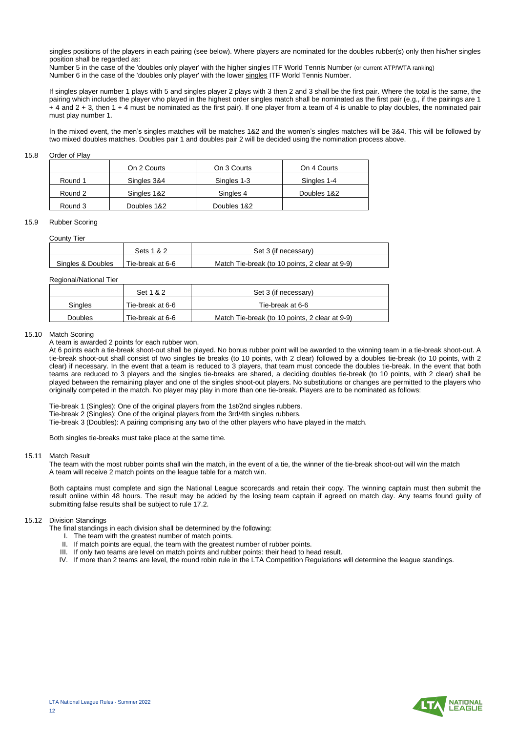singles positions of the players in each pairing (see below). Where players are nominated for the doubles rubber(s) only then his/her singles position shall be regarded as:
Number 5 in the case of the 'doubles only player' with the higher singles ITF World Tennis Number (or current ATP/WTA ranking)
Number 6 in the case of the 'doubles only player' with the lower singles ITF World Tennis Number.

If singles player number 1 plays with 5 and singles player 2 plays with 3 then 2 and 3 shall be the first pair. Where the total is the same, the pairing which includes the player who played in the highest order singles match shall be nominated as the first pair (e.g., if the pairings are 1 + 4 and 2 + 3, then 1 + 4 must be nominated as the first pair). If one player from a team of 4 is unable to play doubles, the nominated pair must play number 1.

In the mixed event, the men's singles matches will be matches 1&2 and the women's singles matches will be 3&4. This will be followed by two mixed doubles matches. Doubles pair 1 and doubles pair 2 will be decided using the nomination process above.

15.8 Order of Play

| | On 2 Courts | On 3 Courts | On 4 Courts |
|---|---|---|---|
| Round 1 | Singles 3&4 | Singles 1-3 | Singles 1-4 |
| Round 2 | Singles 1&2 | Singles 4 | Doubles 1&2 |
| Round 3 | Doubles 1&2 | Doubles 1&2 | |

15.9 Rubber Scoring

County Tier

| | Sets 1 & 2 | Set 3 (if necessary) |
|---|---|---|
| Singles & Doubles | Tie-break at 6-6 | Match Tie-break (to 10 points, 2 clear at 9-9) |

Regional/National Tier

| | Set 1 & 2 | Set 3 (if necessary) |
|---|---|---|
| Singles | Tie-break at 6-6 | Tie-break at 6-6 |
| Doubles | Tie-break at 6-6 | Match Tie-break (to 10 points, 2 clear at 9-9) |

15.10 Match Scoring

A team is awarded 2 points for each rubber won.
At 6 points each a tie-break shoot-out shall be played. No bonus rubber point will be awarded to the winning team in a tie-break shoot-out. A tie-break shoot-out shall consist of two singles tie breaks (to 10 points, with 2 clear) followed by a doubles tie-break (to 10 points, with 2 clear) if necessary. In the event that a team is reduced to 3 players, that team must concede the doubles tie-break. In the event that both teams are reduced to 3 players and the singles tie-breaks are shared, a deciding doubles tie-break (to 10 points, with 2 clear) shall be played between the remaining player and one of the singles shoot-out players. No substitutions or changes are permitted to the players who originally competed in the match. No player may play in more than one tie-break. Players are to be nominated as follows:

Tie-break 1 (Singles): One of the original players from the 1st/2nd singles rubbers.
Tie-break 2 (Singles): One of the original players from the 3rd/4th singles rubbers.
Tie-break 3 (Doubles): A pairing comprising any two of the other players who have played in the match.

Both singles tie-breaks must take place at the same time.

15.11 Match Result

The team with the most rubber points shall win the match, in the event of a tie, the winner of the tie-break shoot-out will win the match
A team will receive 2 match points on the league table for a match win.

Both captains must complete and sign the National League scorecards and retain their copy. The winning captain must then submit the result online within 48 hours. The result may be added by the losing team captain if agreed on match day. Any teams found guilty of submitting false results shall be subject to rule 17.2.

15.12 Division Standings

The final standings in each division shall be determined by the following:

I. The team with the greatest number of match points.
II. If match points are equal, the team with the greatest number of rubber points.
III. If only two teams are level on match points and rubber points: their head to head result.
IV. If more than 2 teams are level, the round robin rule in the LTA Competition Regulations will determine the league standings.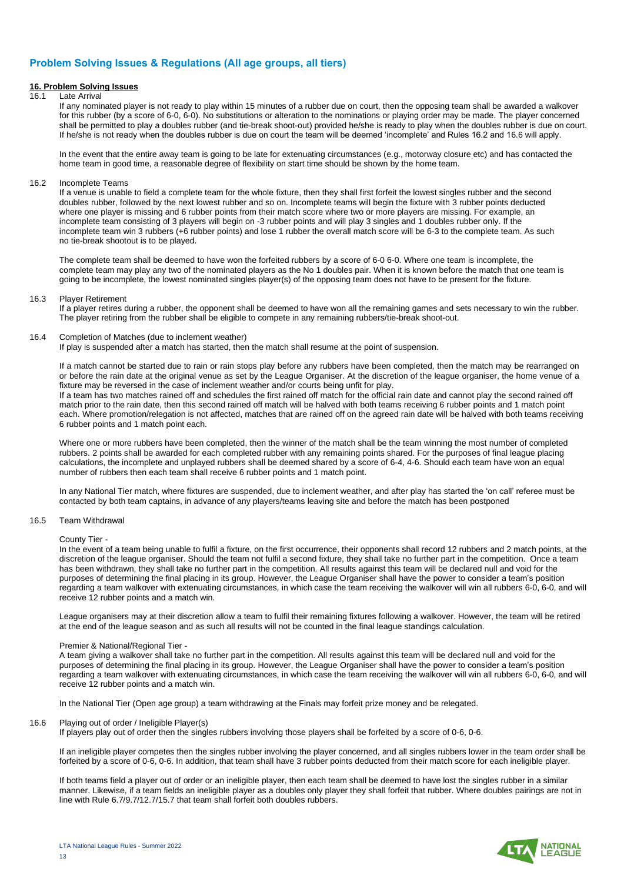## Problem Solving Issues & Regulations (All age groups, all tiers)

### 16. Problem Solving Issues

16.1 Late Arrival

If any nominated player is not ready to play within 15 minutes of a rubber due on court, then the opposing team shall be awarded a walkover for this rubber (by a score of 6-0, 6-0). No substitutions or alteration to the nominations or playing order may be made. The player concerned shall be permitted to play a doubles rubber (and tie-break shoot-out) provided he/she is ready to play when the doubles rubber is due on court. If he/she is not ready when the doubles rubber is due on court the team will be deemed 'incomplete' and Rules 16.2 and 16.6 will apply.

In the event that the entire away team is going to be late for extenuating circumstances (e.g., motorway closure etc) and has contacted the home team in good time, a reasonable degree of flexibility on start time should be shown by the home team.

16.2 Incomplete Teams

If a venue is unable to field a complete team for the whole fixture, then they shall first forfeit the lowest singles rubber and the second doubles rubber, followed by the next lowest rubber and so on. Incomplete teams will begin the fixture with 3 rubber points deducted where one player is missing and 6 rubber points from their match score where two or more players are missing. For example, an incomplete team consisting of 3 players will begin on -3 rubber points and will play 3 singles and 1 doubles rubber only. If the incomplete team win 3 rubbers (+6 rubber points) and lose 1 rubber the overall match score will be 6-3 to the complete team. As such no tie-break shootout is to be played.

The complete team shall be deemed to have won the forfeited rubbers by a score of 6-0 6-0. Where one team is incomplete, the complete team may play any two of the nominated players as the No 1 doubles pair. When it is known before the match that one team is going to be incomplete, the lowest nominated singles player(s) of the opposing team does not have to be present for the fixture.

16.3 Player Retirement

If a player retires during a rubber, the opponent shall be deemed to have won all the remaining games and sets necessary to win the rubber. The player retiring from the rubber shall be eligible to compete in any remaining rubbers/tie-break shoot-out.

16.4 Completion of Matches (due to inclement weather)

If play is suspended after a match has started, then the match shall resume at the point of suspension.

If a match cannot be started due to rain or rain stops play before any rubbers have been completed, then the match may be rearranged on or before the rain date at the original venue as set by the League Organiser. At the discretion of the league organiser, the home venue of a fixture may be reversed in the case of inclement weather and/or courts being unfit for play.

If a team has two matches rained off and schedules the first rained off match for the official rain date and cannot play the second rained off match prior to the rain date, then this second rained off match will be halved with both teams receiving 6 rubber points and 1 match point each. Where promotion/relegation is not affected, matches that are rained off on the agreed rain date will be halved with both teams receiving 6 rubber points and 1 match point each.

Where one or more rubbers have been completed, then the winner of the match shall be the team winning the most number of completed rubbers. 2 points shall be awarded for each completed rubber with any remaining points shared. For the purposes of final league placing calculations, the incomplete and unplayed rubbers shall be deemed shared by a score of 6-4, 4-6. Should each team have won an equal number of rubbers then each team shall receive 6 rubber points and 1 match point.

In any National Tier match, where fixtures are suspended, due to inclement weather, and after play has started the 'on call' referee must be contacted by both team captains, in advance of any players/teams leaving site and before the match has been postponed

16.5 Team Withdrawal

County Tier -

In the event of a team being unable to fulfil a fixture, on the first occurrence, their opponents shall record 12 rubbers and 2 match points, at the discretion of the league organiser. Should the team not fulfil a second fixture, they shall take no further part in the competition. Once a team has been withdrawn, they shall take no further part in the competition. All results against this team will be declared null and void for the purposes of determining the final placing in its group. However, the League Organiser shall have the power to consider a team's position regarding a team walkover with extenuating circumstances, in which case the team receiving the walkover will win all rubbers 6-0, 6-0, and will receive 12 rubber points and a match win.

League organisers may at their discretion allow a team to fulfil their remaining fixtures following a walkover. However, the team will be retired at the end of the league season and as such all results will not be counted in the final league standings calculation.

Premier & National/Regional Tier -

A team giving a walkover shall take no further part in the competition. All results against this team will be declared null and void for the purposes of determining the final placing in its group. However, the League Organiser shall have the power to consider a team's position regarding a team walkover with extenuating circumstances, in which case the team receiving the walkover will win all rubbers 6-0, 6-0, and will receive 12 rubber points and a match win.

In the National Tier (Open age group) a team withdrawing at the Finals may forfeit prize money and be relegated.

16.6 Playing out of order / Ineligible Player(s)

If players play out of order then the singles rubbers involving those players shall be forfeited by a score of 0-6, 0-6.

If an ineligible player competes then the singles rubber involving the player concerned, and all singles rubbers lower in the team order shall be forfeited by a score of 0-6, 0-6. In addition, that team shall have 3 rubber points deducted from their match score for each ineligible player.

If both teams field a player out of order or an ineligible player, then each team shall be deemed to have lost the singles rubber in a similar manner. Likewise, if a team fields an ineligible player as a doubles only player they shall forfeit that rubber. Where doubles pairings are not in line with Rule 6.7/9.7/12.7/15.7 that team shall forfeit both doubles rubbers.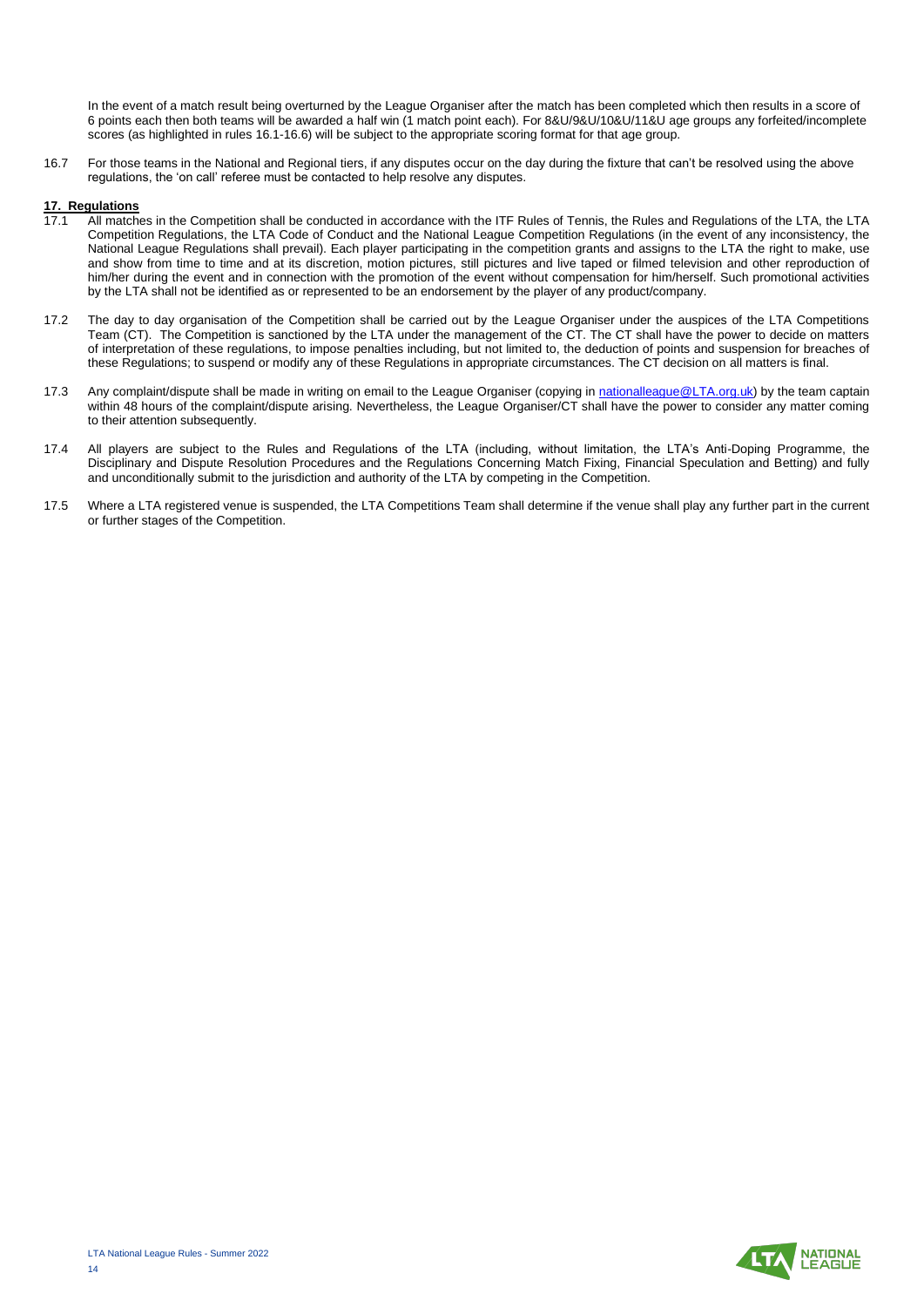In the event of a match result being overturned by the League Organiser after the match has been completed which then results in a score of 6 points each then both teams will be awarded a half win (1 match point each). For 8&U/9&U/10&U/11&U age groups any forfeited/incomplete scores (as highlighted in rules 16.1-16.6) will be subject to the appropriate scoring format for that age group.

16.7 For those teams in the National and Regional tiers, if any disputes occur on the day during the fixture that can't be resolved using the above regulations, the 'on call' referee must be contacted to help resolve any disputes.

## 17. Regulations

17.1 All matches in the Competition shall be conducted in accordance with the ITF Rules of Tennis, the Rules and Regulations of the LTA, the LTA Competition Regulations, the LTA Code of Conduct and the National League Competition Regulations (in the event of any inconsistency, the National League Regulations shall prevail). Each player participating in the competition grants and assigns to the LTA the right to make, use and show from time to time and at its discretion, motion pictures, still pictures and live taped or filmed television and other reproduction of him/her during the event and in connection with the promotion of the event without compensation for him/herself. Such promotional activities by the LTA shall not be identified as or represented to be an endorsement by the player of any product/company.

17.2 The day to day organisation of the Competition shall be carried out by the League Organiser under the auspices of the LTA Competitions Team (CT). The Competition is sanctioned by the LTA under the management of the CT. The CT shall have the power to decide on matters of interpretation of these regulations, to impose penalties including, but not limited to, the deduction of points and suspension for breaches of these Regulations; to suspend or modify any of these Regulations in appropriate circumstances. The CT decision on all matters is final.

17.3 Any complaint/dispute shall be made in writing on email to the League Organiser (copying in nationalleague@LTA.org.uk) by the team captain within 48 hours of the complaint/dispute arising. Nevertheless, the League Organiser/CT shall have the power to consider any matter coming to their attention subsequently.

17.4 All players are subject to the Rules and Regulations of the LTA (including, without limitation, the LTA's Anti-Doping Programme, the Disciplinary and Dispute Resolution Procedures and the Regulations Concerning Match Fixing, Financial Speculation and Betting) and fully and unconditionally submit to the jurisdiction and authority of the LTA by competing in the Competition.

17.5 Where a LTA registered venue is suspended, the LTA Competitions Team shall determine if the venue shall play any further part in the current or further stages of the Competition.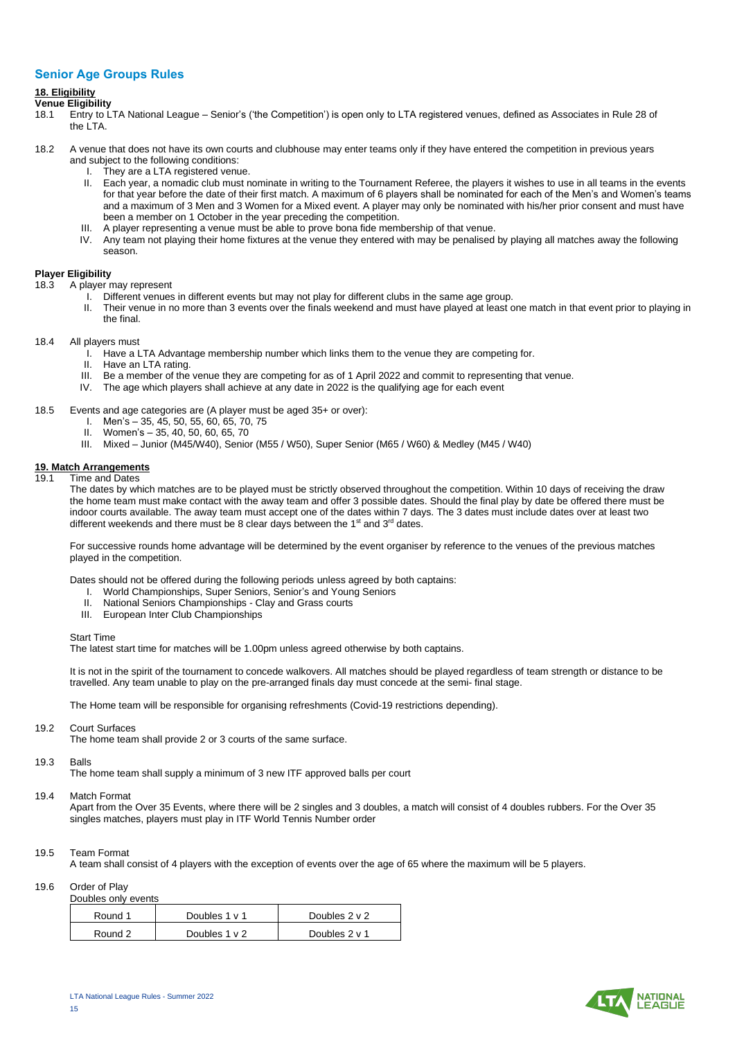## Senior Age Groups Rules

### 18. Eligibility

**Venue Eligibility**

18.1 Entry to LTA National League – Senior's ('the Competition') is open only to LTA registered venues, defined as Associates in Rule 28 of the LTA.

18.2 A venue that does not have its own courts and clubhouse may enter teams only if they have entered the competition in previous years and subject to the following conditions:

I. They are a LTA registered venue.
II. Each year, a nomadic club must nominate in writing to the Tournament Referee, the players it wishes to use in all teams in the events for that year before the date of their first match. A maximum of 6 players shall be nominated for each of the Men's and Women's teams and a maximum of 3 Men and 3 Women for a Mixed event. A player may only be nominated with his/her prior consent and must have been a member on 1 October in the year preceding the competition.
III. A player representing a venue must be able to prove bona fide membership of that venue.
IV. Any team not playing their home fixtures at the venue they entered with may be penalised by playing all matches away the following season.

**Player Eligibility**

18.3 A player may represent

I. Different venues in different events but may not play for different clubs in the same age group.
II. Their venue in no more than 3 events over the finals weekend and must have played at least one match in that event prior to playing in the final.

18.4 All players must

I. Have a LTA Advantage membership number which links them to the venue they are competing for.
II. Have an LTA rating.
III. Be a member of the venue they are competing for as of 1 April 2022 and commit to representing that venue.
IV. The age which players shall achieve at any date in 2022 is the qualifying age for each event

18.5 Events and age categories are (A player must be aged 35+ or over):

I. Men's – 35, 45, 50, 55, 60, 65, 70, 75
II. Women's – 35, 40, 50, 60, 65, 70
III. Mixed – Junior (M45/W40), Senior (M55 / W50), Super Senior (M65 / W60) & Medley (M45 / W40)

### 19. Match Arrangements

19.1 Time and Dates

The dates by which matches are to be played must be strictly observed throughout the competition. Within 10 days of receiving the draw the home team must make contact with the away team and offer 3 possible dates. Should the final play by date be offered there must be indoor courts available. The away team must accept one of the dates within 7 days. The 3 dates must include dates over at least two different weekends and there must be 8 clear days between the 1st and 3rd dates.

For successive rounds home advantage will be determined by the event organiser by reference to the venues of the previous matches played in the competition.

Dates should not be offered during the following periods unless agreed by both captains:

I. World Championships, Super Seniors, Senior's and Young Seniors
II. National Seniors Championships - Clay and Grass courts
III. European Inter Club Championships

Start Time

The latest start time for matches will be 1.00pm unless agreed otherwise by both captains.

It is not in the spirit of the tournament to concede walkovers. All matches should be played regardless of team strength or distance to be travelled. Any team unable to play on the pre-arranged finals day must concede at the semi- final stage.

The Home team will be responsible for organising refreshments (Covid-19 restrictions depending).

19.2 Court Surfaces

The home team shall provide 2 or 3 courts of the same surface.

19.3 Balls

The home team shall supply a minimum of 3 new ITF approved balls per court

19.4 Match Format

Apart from the Over 35 Events, where there will be 2 singles and 3 doubles, a match will consist of 4 doubles rubbers. For the Over 35 singles matches, players must play in ITF World Tennis Number order

19.5 Team Format

A team shall consist of 4 players with the exception of events over the age of 65 where the maximum will be 5 players.

19.6 Order of Play

Doubles only events

| | | |
|---|---|---|
| Round 1 | Doubles 1 v 1 | Doubles 2 v 2 |
| Round 2 | Doubles 1 v 2 | Doubles 2 v 1 |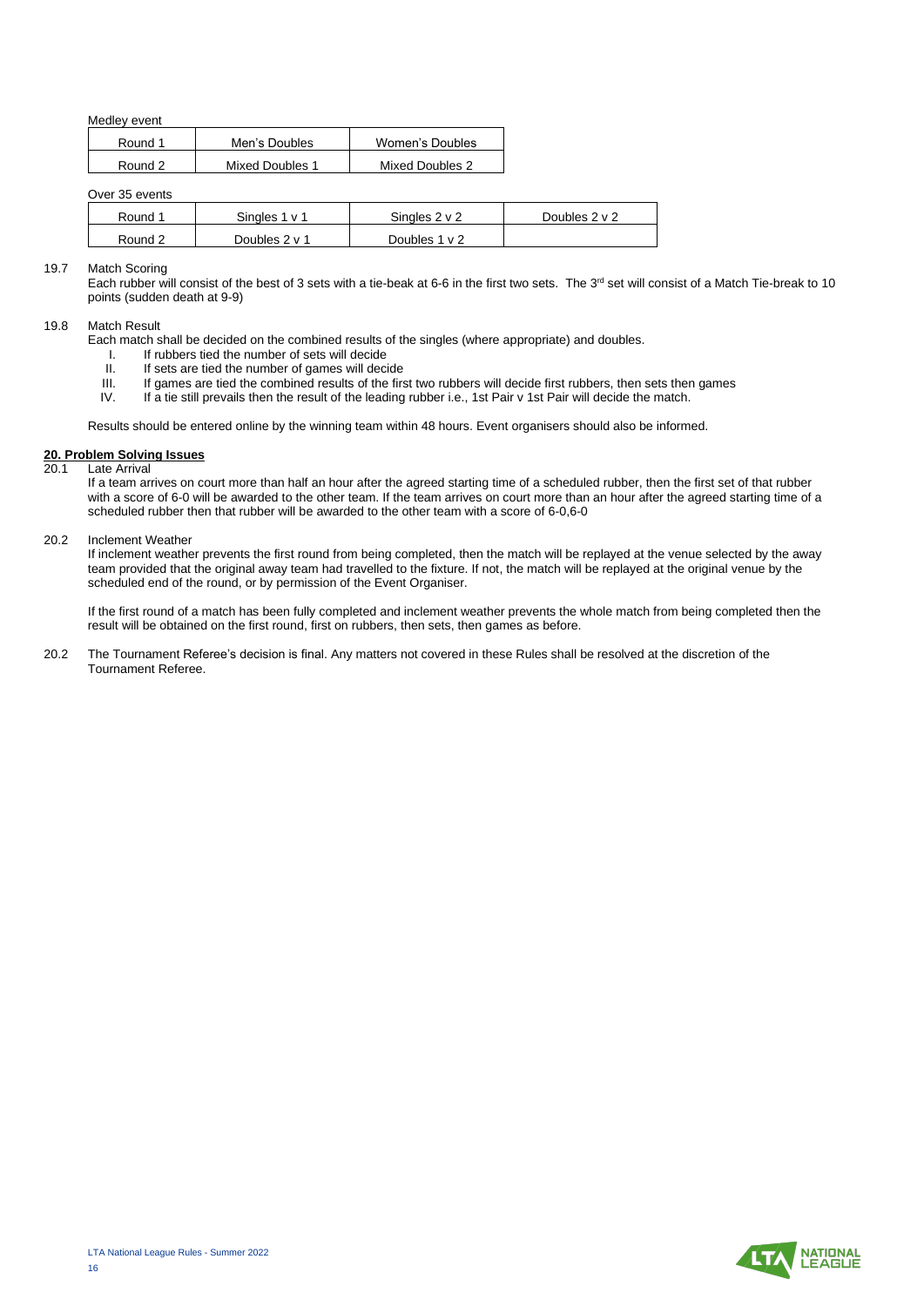Medley event

| | | |
|---|---|---|
| Round 1 | Men's Doubles | Women's Doubles |
| Round 2 | Mixed Doubles 1 | Mixed Doubles 2 |

Over 35 events

| | | | |
|---|---|---|---|
| Round 1 | Singles 1 v 1 | Singles 2 v 2 | Doubles 2 v 2 |
| Round 2 | Doubles 2 v 1 | Doubles 1 v 2 | |

19.7 Match Scoring

Each rubber will consist of the best of 3 sets with a tie-beak at 6-6 in the first two sets. The 3rd set will consist of a Match Tie-break to 10 points (sudden death at 9-9)

19.8 Match Result

Each match shall be decided on the combined results of the singles (where appropriate) and doubles.

I. If rubbers tied the number of sets will decide
II. If sets are tied the number of games will decide
III. If games are tied the combined results of the first two rubbers will decide first rubbers, then sets then games
IV. If a tie still prevails then the result of the leading rubber i.e., 1st Pair v 1st Pair will decide the match.

Results should be entered online by the winning team within 48 hours. Event organisers should also be informed.

## 20. Problem Solving Issues

20.1 Late Arrival

If a team arrives on court more than half an hour after the agreed starting time of a scheduled rubber, then the first set of that rubber with a score of 6-0 will be awarded to the other team. If the team arrives on court more than an hour after the agreed starting time of a scheduled rubber then that rubber will be awarded to the other team with a score of 6-0,6-0

20.2 Inclement Weather

If inclement weather prevents the first round from being completed, then the match will be replayed at the venue selected by the away team provided that the original away team had travelled to the fixture. If not, the match will be replayed at the original venue by the scheduled end of the round, or by permission of the Event Organiser.

If the first round of a match has been fully completed and inclement weather prevents the whole match from being completed then the result will be obtained on the first round, first on rubbers, then sets, then games as before.

20.2 The Tournament Referee's decision is final. Any matters not covered in these Rules shall be resolved at the discretion of the Tournament Referee.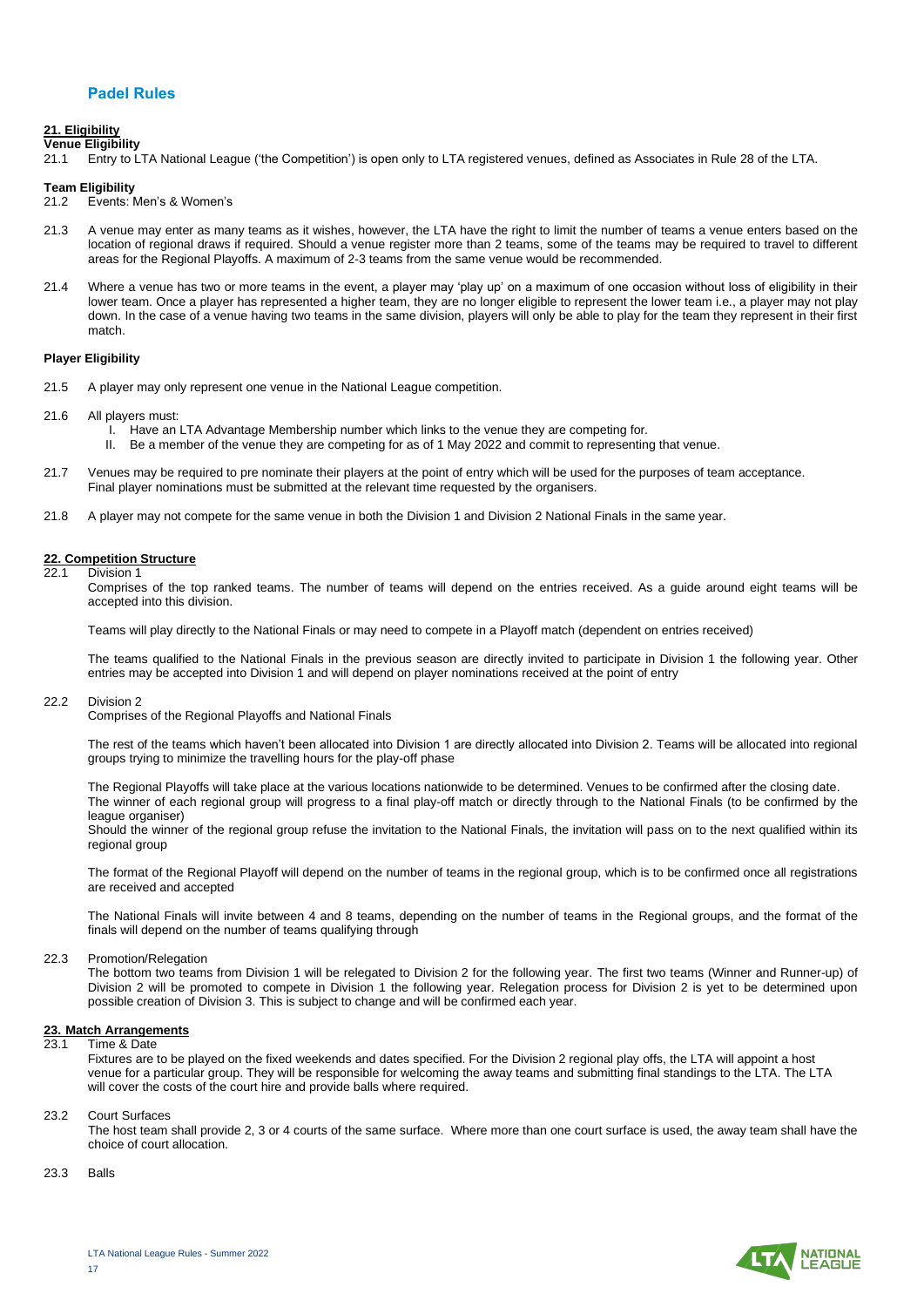# Padel Rules

## 21. Eligibility

### Venue Eligibility

21.1 Entry to LTA National League ('the Competition') is open only to LTA registered venues, defined as Associates in Rule 28 of the LTA.

### Team Eligibility

21.2 Events: Men's & Women's

21.3 A venue may enter as many teams as it wishes, however, the LTA have the right to limit the number of teams a venue enters based on the location of regional draws if required. Should a venue register more than 2 teams, some of the teams may be required to travel to different areas for the Regional Playoffs. A maximum of 2-3 teams from the same venue would be recommended.

21.4 Where a venue has two or more teams in the event, a player may 'play up' on a maximum of one occasion without loss of eligibility in their lower team. Once a player has represented a higher team, they are no longer eligible to represent the lower team i.e., a player may not play down. In the case of a venue having two teams in the same division, players will only be able to play for the team they represent in their first match.

### Player Eligibility

21.5 A player may only represent one venue in the National League competition.

21.6 All players must:

I. Have an LTA Advantage Membership number which links to the venue they are competing for.
II. Be a member of the venue they are competing for as of 1 May 2022 and commit to representing that venue.

21.7 Venues may be required to pre nominate their players at the point of entry which will be used for the purposes of team acceptance. Final player nominations must be submitted at the relevant time requested by the organisers.

21.8 A player may not compete for the same venue in both the Division 1 and Division 2 National Finals in the same year.

## 22. Competition Structure

22.1 Division 1

Comprises of the top ranked teams. The number of teams will depend on the entries received. As a guide around eight teams will be accepted into this division.

Teams will play directly to the National Finals or may need to compete in a Playoff match (dependent on entries received)

The teams qualified to the National Finals in the previous season are directly invited to participate in Division 1 the following year. Other entries may be accepted into Division 1 and will depend on player nominations received at the point of entry

22.2 Division 2

Comprises of the Regional Playoffs and National Finals

The rest of the teams which haven't been allocated into Division 1 are directly allocated into Division 2. Teams will be allocated into regional groups trying to minimize the travelling hours for the play-off phase

The Regional Playoffs will take place at the various locations nationwide to be determined. Venues to be confirmed after the closing date.
The winner of each regional group will progress to a final play-off match or directly through to the National Finals (to be confirmed by the league organiser)
Should the winner of the regional group refuse the invitation to the National Finals, the invitation will pass on to the next qualified within its regional group

The format of the Regional Playoff will depend on the number of teams in the regional group, which is to be confirmed once all registrations are received and accepted

The National Finals will invite between 4 and 8 teams, depending on the number of teams in the Regional groups, and the format of the finals will depend on the number of teams qualifying through

22.3 Promotion/Relegation

The bottom two teams from Division 1 will be relegated to Division 2 for the following year. The first two teams (Winner and Runner-up) of Division 2 will be promoted to compete in Division 1 the following year. Relegation process for Division 2 is yet to be determined upon possible creation of Division 3. This is subject to change and will be confirmed each year.

## 23. Match Arrangements

23.1 Time & Date

Fixtures are to be played on the fixed weekends and dates specified. For the Division 2 regional play offs, the LTA will appoint a host venue for a particular group. They will be responsible for welcoming the away teams and submitting final standings to the LTA. The LTA will cover the costs of the court hire and provide balls where required.

23.2 Court Surfaces

The host team shall provide 2, 3 or 4 courts of the same surface. Where more than one court surface is used, the away team shall have the choice of court allocation.

23.3 Balls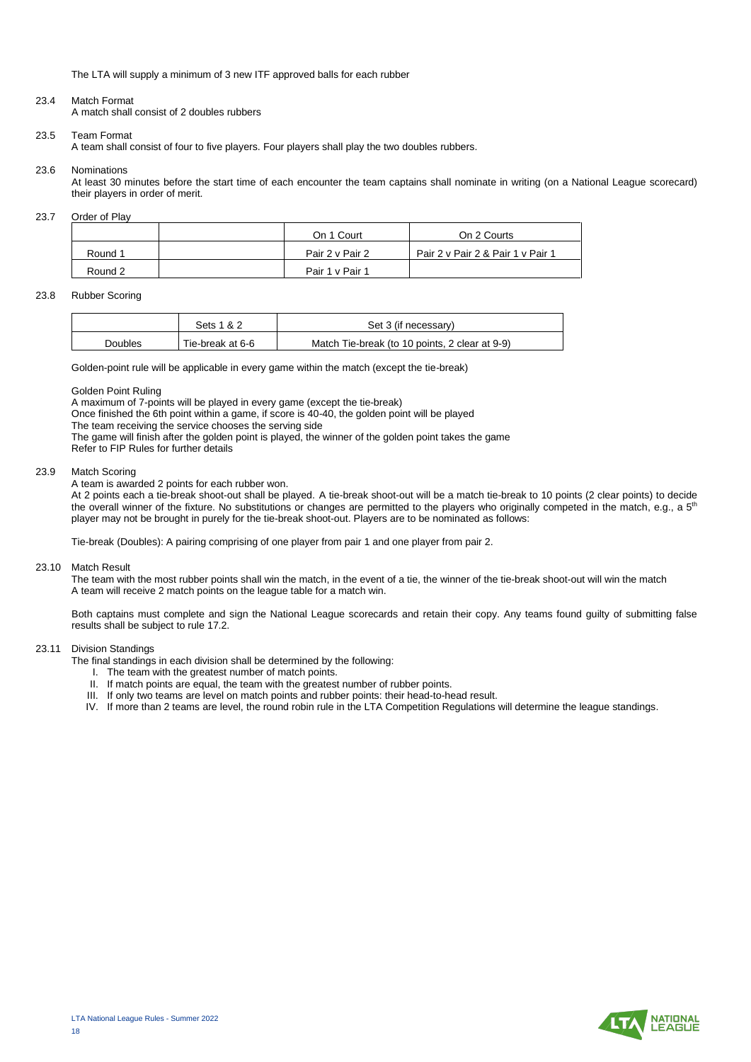The LTA will supply a minimum of 3 new ITF approved balls for each rubber

23.4 Match Format

A match shall consist of 2 doubles rubbers

23.5 Team Format

A team shall consist of four to five players. Four players shall play the two doubles rubbers.

23.6 Nominations

At least 30 minutes before the start time of each encounter the team captains shall nominate in writing (on a National League scorecard) their players in order of merit.

23.7 Order of Play

| | | On 1 Court | On 2 Courts |
|---|---|---|---|
| Round 1 | | Pair 2 v Pair 2 | Pair 2 v Pair 2 & Pair 1 v Pair 1 |
| Round 2 | | Pair 1 v Pair 1 | |

23.8 Rubber Scoring

| | Sets 1 & 2 | Set 3 (if necessary) |
|---|---|---|
| Doubles | Tie-break at 6-6 | Match Tie-break (to 10 points, 2 clear at 9-9) |

Golden-point rule will be applicable in every game within the match (except the tie-break)

Golden Point Ruling

A maximum of 7-points will be played in every game (except the tie-break)

Once finished the 6th point within a game, if score is 40-40, the golden point will be played

The team receiving the service chooses the serving side

The game will finish after the golden point is played, the winner of the golden point takes the game

Refer to FIP Rules for further details

23.9 Match Scoring

A team is awarded 2 points for each rubber won.

At 2 points each a tie-break shoot-out shall be played. A tie-break shoot-out will be a match tie-break to 10 points (2 clear points) to decide the overall winner of the fixture. No substitutions or changes are permitted to the players who originally competed in the match, e.g., a 5th player may not be brought in purely for the tie-break shoot-out. Players are to be nominated as follows:

Tie-break (Doubles): A pairing comprising of one player from pair 1 and one player from pair 2.

23.10 Match Result

The team with the most rubber points shall win the match, in the event of a tie, the winner of the tie-break shoot-out will win the match

A team will receive 2 match points on the league table for a match win.

Both captains must complete and sign the National League scorecards and retain their copy. Any teams found guilty of submitting false results shall be subject to rule 17.2.

23.11 Division Standings

The final standings in each division shall be determined by the following:

I. The team with the greatest number of match points.
II. If match points are equal, the team with the greatest number of rubber points.
III. If only two teams are level on match points and rubber points: their head-to-head result.
IV. If more than 2 teams are level, the round robin rule in the LTA Competition Regulations will determine the league standings.